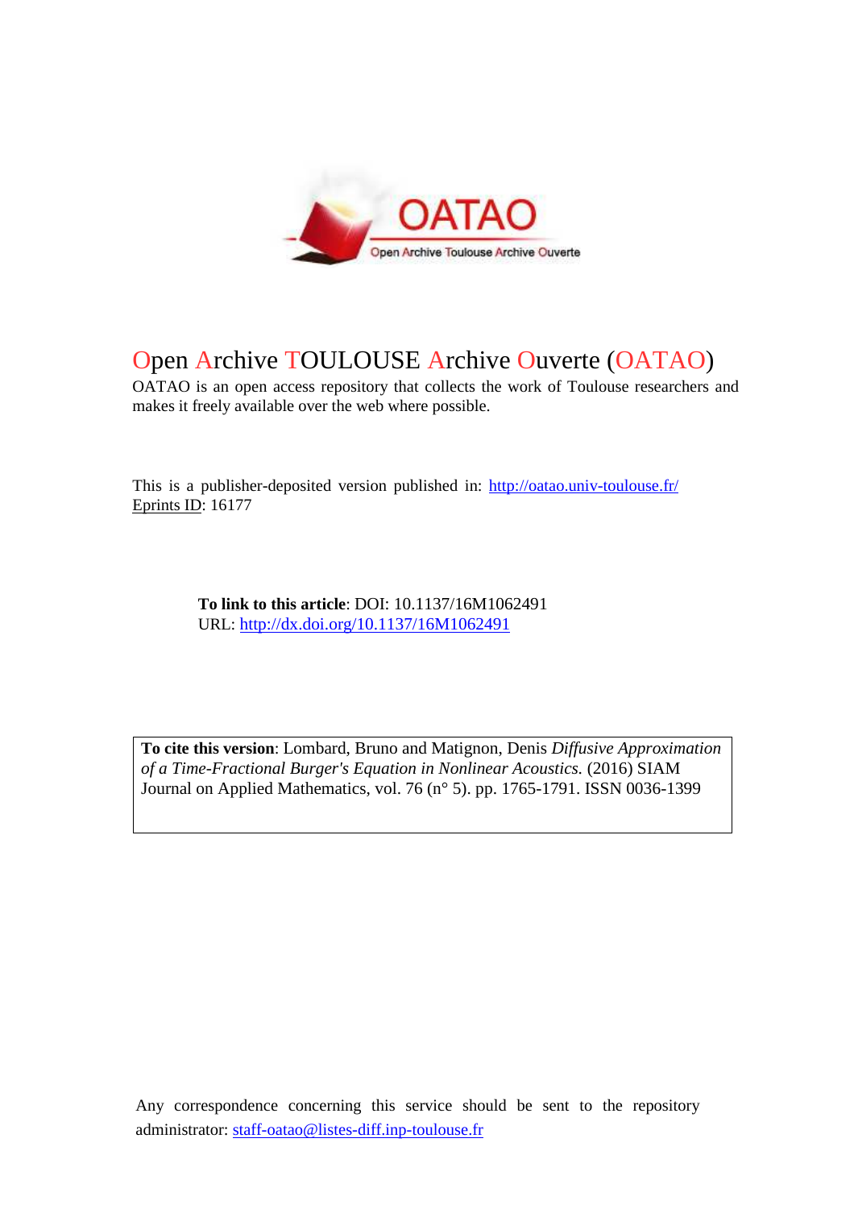# Open Archive TOULOUSE Archive Ouverte (OATAO)

OATAO is an open access repository that collects the work of Toulouse researchers and makes it freely available over the web where possible.

This is a publisher-deposited version published in: http://oatao.univ-toulouse.fr/
Eprints ID: 16177

**To link to this article**: DOI: 10.1137/16M1062491
URL: http://dx.doi.org/10.1137/16M1062491

**To cite this version**: Lombard, Bruno and Matignon, Denis *Diffusive Approximation of a Time-Fractional Burger's Equation in Nonlinear Acoustics.* (2016) SIAM Journal on Applied Mathematics, vol. 76 (n° 5). pp. 1765-1791. ISSN 0036-1399

Any correspondence concerning this service should be sent to the repository administrator: staff-oatao@listes-diff.inp-toulouse.fr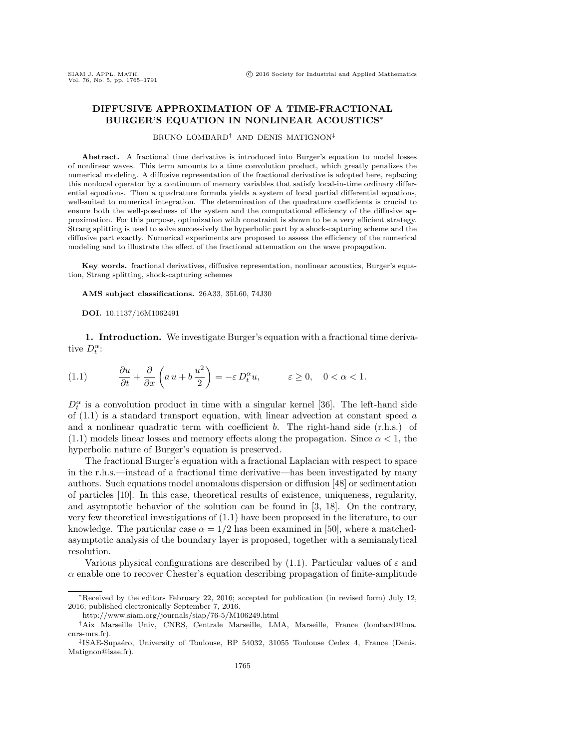# DIFFUSIVE APPROXIMATION OF A TIME-FRACTIONAL BURGER'S EQUATION IN NONLINEAR ACOUSTICS*

BRUNO LOMBARD[†] AND DENIS MATIGNON[‡]

**Abstract.** A fractional time derivative is introduced into Burger's equation to model losses of nonlinear waves. This term amounts to a time convolution product, which greatly penalizes the numerical modeling. A diffusive representation of the fractional derivative is adopted here, replacing this nonlocal operator by a continuum of memory variables that satisfy local-in-time ordinary differential equations. Then a quadrature formula yields a system of local partial differential equations, well-suited to numerical integration. The determination of the quadrature coefficients is crucial to ensure both the well-posedness of the system and the computational efficiency of the diffusive approximation. For this purpose, optimization with constraint is shown to be a very efficient strategy. Strang splitting is used to solve successively the hyperbolic part by a shock-capturing scheme and the diffusive part exactly. Numerical experiments are proposed to assess the efficiency of the numerical modeling and to illustrate the effect of the fractional attenuation on the wave propagation.

**Key words.** fractional derivatives, diffusive representation, nonlinear acoustics, Burger's equation, Strang splitting, shock-capturing schemes

**AMS subject classifications.** 26A33, 35L60, 74J30

**DOI.** 10.1137/16M1062491

## 1. Introduction.

We investigate Burger's equation with a fractional time derivative $D_t^\alpha$:

$$\frac{\partial u}{\partial t} + \frac{\partial}{\partial x}\left(a\,u + b\,\frac{u^2}{2}\right) = -\varepsilon\, D_t^\alpha u, \qquad \varepsilon \geq 0, \quad 0 < \alpha < 1. \tag{1.1}$$

$D_t^\alpha$ is a convolution product in time with a singular kernel [36]. The left-hand side of (1.1) is a standard transport equation, with linear advection at constant speed $a$ and a nonlinear quadratic term with coefficient $b$. The right-hand side (r.h.s.) of (1.1) models linear losses and memory effects along the propagation. Since $\alpha < 1$, the hyperbolic nature of Burger's equation is preserved.

The fractional Burger's equation with a fractional Laplacian with respect to space in the r.h.s.—instead of a fractional time derivative—has been investigated by many authors. Such equations model anomalous dispersion or diffusion [48] or sedimentation of particles [10]. In this case, theoretical results of existence, uniqueness, regularity, and asymptotic behavior of the solution can be found in [3, 18]. On the contrary, very few theoretical investigations of (1.1) have been proposed in the literature, to our knowledge. The particular case $\alpha = 1/2$ has been examined in [50], where a matched-asymptotic analysis of the boundary layer is proposed, together with a semianalytical resolution.

Various physical configurations are described by (1.1). Particular values of $\varepsilon$ and $\alpha$ enable one to recover Chester's equation describing propagation of finite-amplitude

---

*Received by the editors February 22, 2016; accepted for publication (in revised form) July 12, 2016; published electronically September 7, 2016.

http://www.siam.org/journals/siap/76-5/M106249.html

[†]Aix Marseille Univ, CNRS, Centrale Marseille, LMA, Marseille, France (lombard@lma.cnrs-mrs.fr).

[‡]ISAE-Supaéro, University of Toulouse, BP 54032, 31055 Toulouse Cedex 4, France (Denis.Matignon@isae.fr).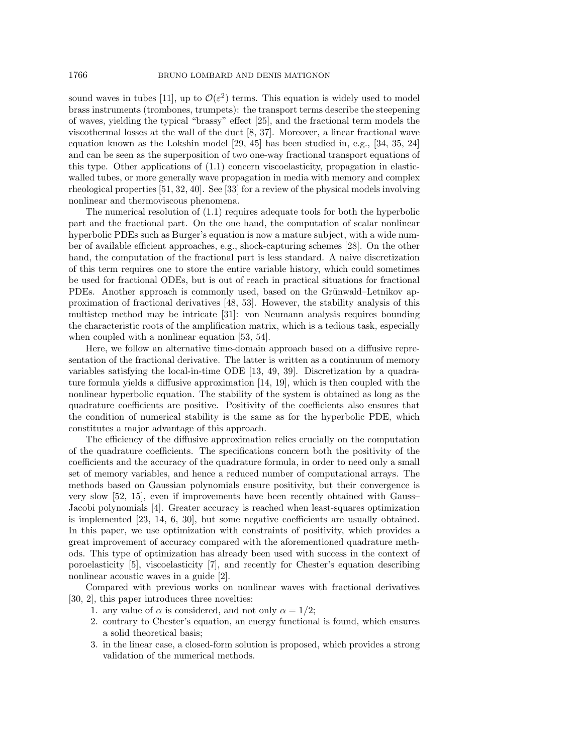sound waves in tubes [11], up to $\mathcal{O}(\varepsilon^2)$ terms. This equation is widely used to model brass instruments (trombones, trumpets): the transport terms describe the steepening of waves, yielding the typical "brassy" effect [25], and the fractional term models the viscothermal losses at the wall of the duct [8, 37]. Moreover, a linear fractional wave equation known as the Lokshin model [29, 45] has been studied in, e.g., [34, 35, 24] and can be seen as the superposition of two one-way fractional transport equations of this type. Other applications of (1.1) concern viscoelasticity, propagation in elastic-walled tubes, or more generally wave propagation in media with memory and complex rheological properties [51, 32, 40]. See [33] for a review of the physical models involving nonlinear and thermoviscous phenomena.

The numerical resolution of (1.1) requires adequate tools for both the hyperbolic part and the fractional part. On the one hand, the computation of scalar nonlinear hyperbolic PDEs such as Burger's equation is now a mature subject, with a wide number of available efficient approaches, e.g., shock-capturing schemes [28]. On the other hand, the computation of the fractional part is less standard. A naive discretization of this term requires one to store the entire variable history, which could sometimes be used for fractional ODEs, but is out of reach in practical situations for fractional PDEs. Another approach is commonly used, based on the Grünwald–Letnikov approximation of fractional derivatives [48, 53]. However, the stability analysis of this multistep method may be intricate [31]: von Neumann analysis requires bounding the characteristic roots of the amplification matrix, which is a tedious task, especially when coupled with a nonlinear equation [53, 54].

Here, we follow an alternative time-domain approach based on a diffusive representation of the fractional derivative. The latter is written as a continuum of memory variables satisfying the local-in-time ODE [13, 49, 39]. Discretization by a quadrature formula yields a diffusive approximation [14, 19], which is then coupled with the nonlinear hyperbolic equation. The stability of the system is obtained as long as the quadrature coefficients are positive. Positivity of the coefficients also ensures that the condition of numerical stability is the same as for the hyperbolic PDE, which constitutes a major advantage of this approach.

The efficiency of the diffusive approximation relies crucially on the computation of the quadrature coefficients. The specifications concern both the positivity of the coefficients and the accuracy of the quadrature formula, in order to need only a small set of memory variables, and hence a reduced number of computational arrays. The methods based on Gaussian polynomials ensure positivity, but their convergence is very slow [52, 15], even if improvements have been recently obtained with Gauss–Jacobi polynomials [4]. Greater accuracy is reached when least-squares optimization is implemented [23, 14, 6, 30], but some negative coefficients are usually obtained. In this paper, we use optimization with constraints of positivity, which provides a great improvement of accuracy compared with the aforementioned quadrature methods. This type of optimization has already been used with success in the context of poroelasticity [5], viscoelasticity [7], and recently for Chester's equation describing nonlinear acoustic waves in a guide [2].

Compared with previous works on nonlinear waves with fractional derivatives [30, 2], this paper introduces three novelties:

1. any value of $\alpha$ is considered, and not only $\alpha = 1/2$;
2. contrary to Chester's equation, an energy functional is found, which ensures a solid theoretical basis;
3. in the linear case, a closed-form solution is proposed, which provides a strong validation of the numerical methods.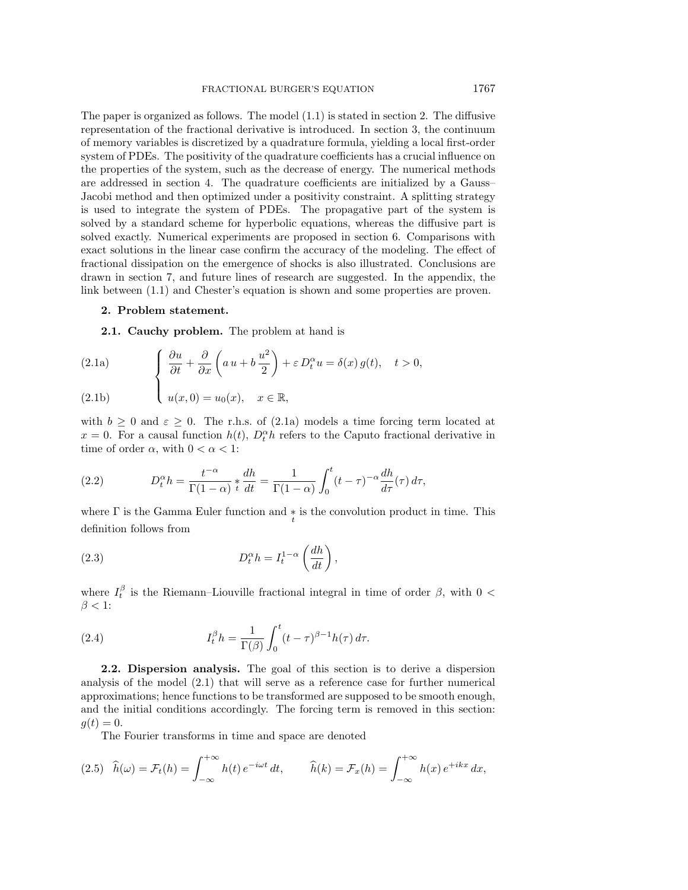The paper is organized as follows. The model (1.1) is stated in section 2. The diffusive representation of the fractional derivative is introduced. In section 3, the continuum of memory variables is discretized by a quadrature formula, yielding a local first-order system of PDEs. The positivity of the quadrature coefficients has a crucial influence on the properties of the system, such as the decrease of energy. The numerical methods are addressed in section 4. The quadrature coefficients are initialized by a Gauss–Jacobi method and then optimized under a positivity constraint. A splitting strategy is used to integrate the system of PDEs. The propagative part of the system is solved by a standard scheme for hyperbolic equations, whereas the diffusive part is solved exactly. Numerical experiments are proposed in section 6. Comparisons with exact solutions in the linear case confirm the accuracy of the modeling. The effect of fractional dissipation on the emergence of shocks is also illustrated. Conclusions are drawn in section 7, and future lines of research are suggested. In the appendix, the link between (1.1) and Chester's equation is shown and some properties are proven.

## 2. Problem statement.

### 2.1. Cauchy problem.

The problem at hand is

$$
\begin{cases}
\dfrac{\partial u}{\partial t} + \dfrac{\partial}{\partial x}\left(a\, u + b\, \dfrac{u^2}{2}\right) + \varepsilon\, D_t^\alpha u = \delta(x)\, g(t), \quad t > 0, & \text{(2.1a)}\\[2ex]
u(x,0) = u_0(x), \quad x \in \mathbb{R}, & \text{(2.1b)}
\end{cases}
$$

with $b \geq 0$ and $\varepsilon \geq 0$. The r.h.s. of (2.1a) models a time forcing term located at $x = 0$. For a causal function $h(t)$, $D_t^\alpha h$ refers to the Caputo fractional derivative in time of order $\alpha$, with $0 < \alpha < 1$:

$$
D_t^\alpha h = \frac{t^{-\alpha}}{\Gamma(1-\alpha)} \underset{t}{*} \frac{dh}{dt} = \frac{1}{\Gamma(1-\alpha)} \int_0^t (t-\tau)^{-\alpha} \frac{dh}{d\tau}(\tau)\, d\tau, \tag{2.2}
$$

where $\Gamma$ is the Gamma Euler function and $\underset{t}{*}$ is the convolution product in time. This definition follows from

$$
D_t^\alpha h = I_t^{1-\alpha}\left(\frac{dh}{dt}\right), \tag{2.3}
$$

where $I_t^\beta$ is the Riemann–Liouville fractional integral in time of order $\beta$, with $0 < \beta < 1$:

$$
I_t^\beta h = \frac{1}{\Gamma(\beta)} \int_0^t (t-\tau)^{\beta-1} h(\tau)\, d\tau. \tag{2.4}
$$

### 2.2. Dispersion analysis.

The goal of this section is to derive a dispersion analysis of the model (2.1) that will serve as a reference case for further numerical approximations; hence functions to be transformed are supposed to be smooth enough, and the initial conditions accordingly. The forcing term is removed in this section: $g(t) = 0$.

The Fourier transforms in time and space are denoted

$$
\widehat{h}(\omega) = \mathcal{F}_t(h) = \int_{-\infty}^{+\infty} h(t)\, e^{-i\omega t}\, dt, \qquad \widehat{h}(k) = \mathcal{F}_x(h) = \int_{-\infty}^{+\infty} h(x)\, e^{+ikx}\, dx, \tag{2.5}
$$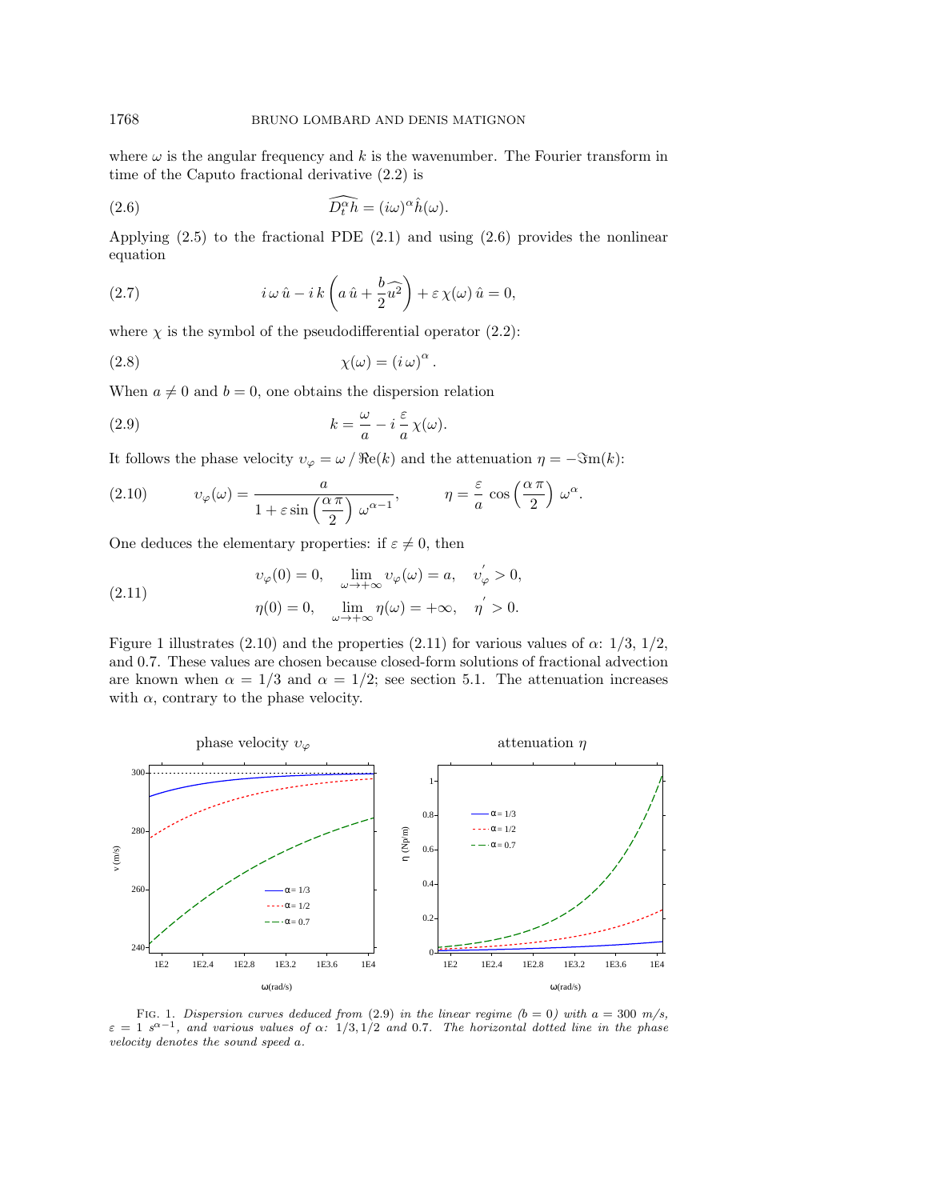where $\omega$ is the angular frequency and $k$ is the wavenumber. The Fourier transform in time of the Caputo fractional derivative (2.2) is

$$\widehat{D_t^\alpha h} = (i\omega)^\alpha \hat{h}(\omega). \tag{2.6}$$

Applying (2.5) to the fractional PDE (2.1) and using (2.6) provides the nonlinear equation

$$i\,\omega\,\hat{u} - i\,k\left(a\,\hat{u} + \frac{b}{2}\widehat{u^2}\right) + \varepsilon\,\chi(\omega)\,\hat{u} = 0, \tag{2.7}$$

where $\chi$ is the symbol of the pseudodifferential operator (2.2):

$$\chi(\omega) = (i\,\omega)^\alpha. \tag{2.8}$$

When $a \neq 0$ and $b = 0$, one obtains the dispersion relation

$$k = \frac{\omega}{a} - i\,\frac{\varepsilon}{a}\,\chi(\omega). \tag{2.9}$$

It follows the phase velocity $\upsilon_\varphi = \omega\,/\,\Re\mathrm{e}(k)$ and the attenuation $\eta = -\Im\mathrm{m}(k)$:

$$\upsilon_\varphi(\omega) = \frac{a}{1 + \varepsilon\sin\left(\dfrac{\alpha\,\pi}{2}\right)\,\omega^{\alpha-1}}, \qquad \eta = \frac{\varepsilon}{a}\,\cos\left(\frac{\alpha\,\pi}{2}\right)\,\omega^\alpha. \tag{2.10}$$

One deduces the elementary properties: if $\varepsilon \neq 0$, then

$$\begin{aligned} &\upsilon_\varphi(0) = 0, \quad \lim_{\omega\to+\infty}\upsilon_\varphi(\omega) = a, \quad \upsilon_\varphi^{'} > 0, \\ &\eta(0) = 0, \quad \lim_{\omega\to+\infty}\eta(\omega) = +\infty, \quad \eta^{'} > 0. \end{aligned} \tag{2.11}$$

Figure 1 illustrates (2.10) and the properties (2.11) for various values of $\alpha$: 1/3, 1/2, and 0.7. These values are chosen because closed-form solutions of fractional advection are known when $\alpha = 1/3$ and $\alpha = 1/2$; see section 5.1. The attenuation increases with $\alpha$, contrary to the phase velocity.

FIG. 1. *Dispersion curves deduced from* (2.9) *in the linear regime (*$b = 0$*) with* $a = 300$ *m/s,* $\varepsilon = 1$ $s^{\alpha-1}$*, and various values of* $\alpha$*:* $1/3, 1/2$ *and* 0.7*. The horizontal dotted line in the phase velocity denotes the sound speed* $a$*.*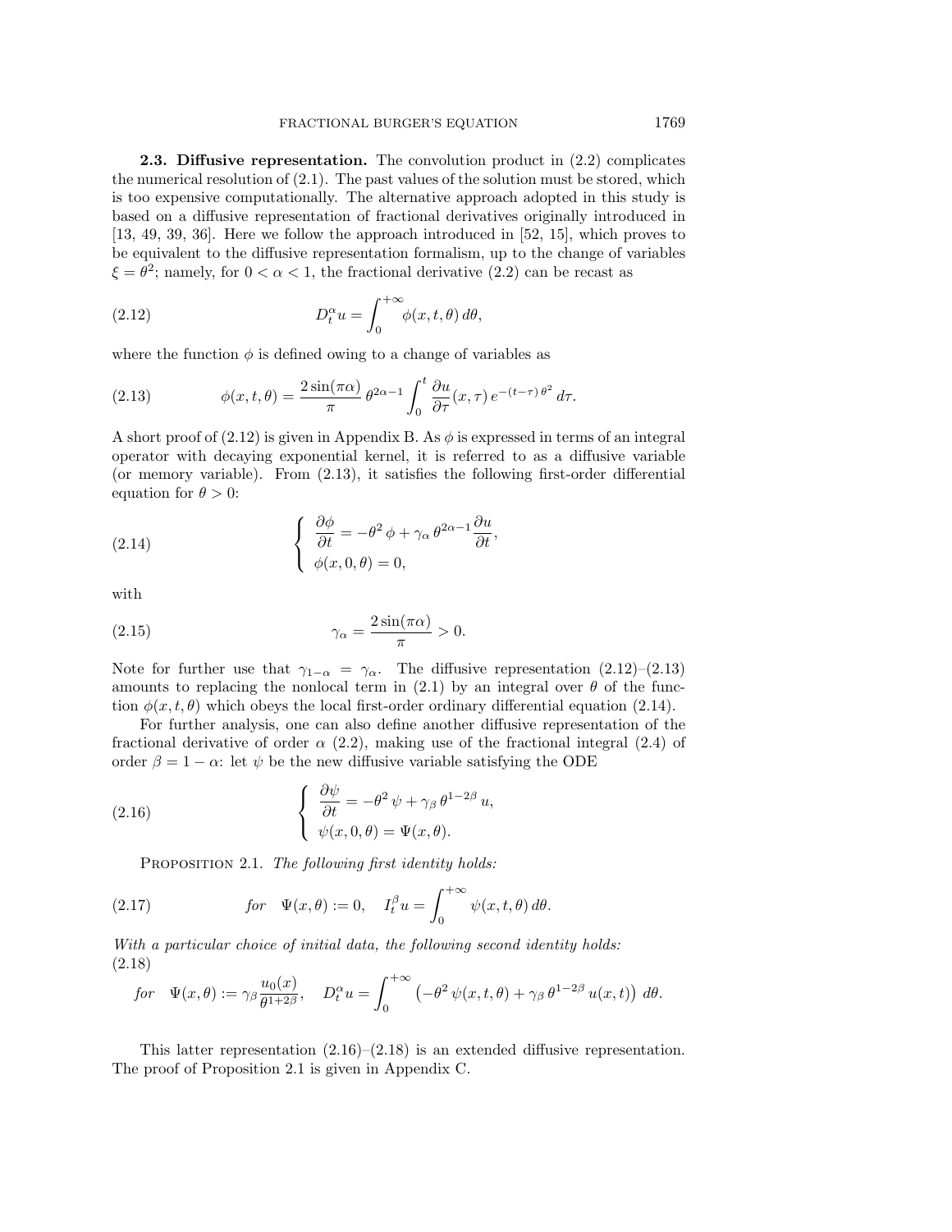**2.3. Diffusive representation.** The convolution product in (2.2) complicates the numerical resolution of (2.1). The past values of the solution must be stored, which is too expensive computationally. The alternative approach adopted in this study is based on a diffusive representation of fractional derivatives originally introduced in [13, 49, 39, 36]. Here we follow the approach introduced in [52, 15], which proves to be equivalent to the diffusive representation formalism, up to the change of variables $\xi = \theta^2$; namely, for $0 < \alpha < 1$, the fractional derivative (2.2) can be recast as

$$D_t^\alpha u = \int_0^{+\infty} \phi(x,t,\theta)\, d\theta, \tag{2.12}$$

where the function $\phi$ is defined owing to a change of variables as

$$\phi(x,t,\theta) = \frac{2\sin(\pi\alpha)}{\pi}\, \theta^{2\alpha-1} \int_0^t \frac{\partial u}{\partial \tau}(x,\tau)\, e^{-(t-\tau)\,\theta^2}\, d\tau. \tag{2.13}$$

A short proof of (2.12) is given in Appendix B. As $\phi$ is expressed in terms of an integral operator with decaying exponential kernel, it is referred to as a diffusive variable (or memory variable). From (2.13), it satisfies the following first-order differential equation for $\theta > 0$:

$$\left\{\begin{array}{l} \dfrac{\partial \phi}{\partial t} = -\theta^2\,\phi + \gamma_\alpha\, \theta^{2\alpha-1} \dfrac{\partial u}{\partial t}, \\ \phi(x,0,\theta) = 0, \end{array}\right. \tag{2.14}$$

with

$$\gamma_\alpha = \frac{2\sin(\pi\alpha)}{\pi} > 0. \tag{2.15}$$

Note for further use that $\gamma_{1-\alpha} = \gamma_\alpha$. The diffusive representation (2.12)–(2.13) amounts to replacing the nonlocal term in (2.1) by an integral over $\theta$ of the function $\phi(x,t,\theta)$ which obeys the local first-order ordinary differential equation (2.14).

For further analysis, one can also define another diffusive representation of the fractional derivative of order $\alpha$ (2.2), making use of the fractional integral (2.4) of order $\beta = 1-\alpha$: let $\psi$ be the new diffusive variable satisfying the ODE

$$\left\{\begin{array}{l} \dfrac{\partial \psi}{\partial t} = -\theta^2\,\psi + \gamma_\beta\, \theta^{1-2\beta}\, u, \\ \psi(x,0,\theta) = \Psi(x,\theta). \end{array}\right. \tag{2.16}$$

Proposition 2.1. *The following first identity holds:*

$$\text{for} \quad \Psi(x,\theta) := 0, \quad I_t^\beta u = \int_0^{+\infty} \psi(x,t,\theta)\, d\theta. \tag{2.17}$$

*With a particular choice of initial data, the following second identity holds:*

$$\text{for} \quad \Psi(x,\theta) := \gamma_\beta \frac{u_0(x)}{\theta^{1+2\beta}}, \quad D_t^\alpha u = \int_0^{+\infty} \left(-\theta^2\,\psi(x,t,\theta) + \gamma_\beta\,\theta^{1-2\beta}\, u(x,t)\right) d\theta. \tag{2.18}$$

This latter representation (2.16)–(2.18) is an extended diffusive representation. The proof of Proposition 2.1 is given in Appendix C.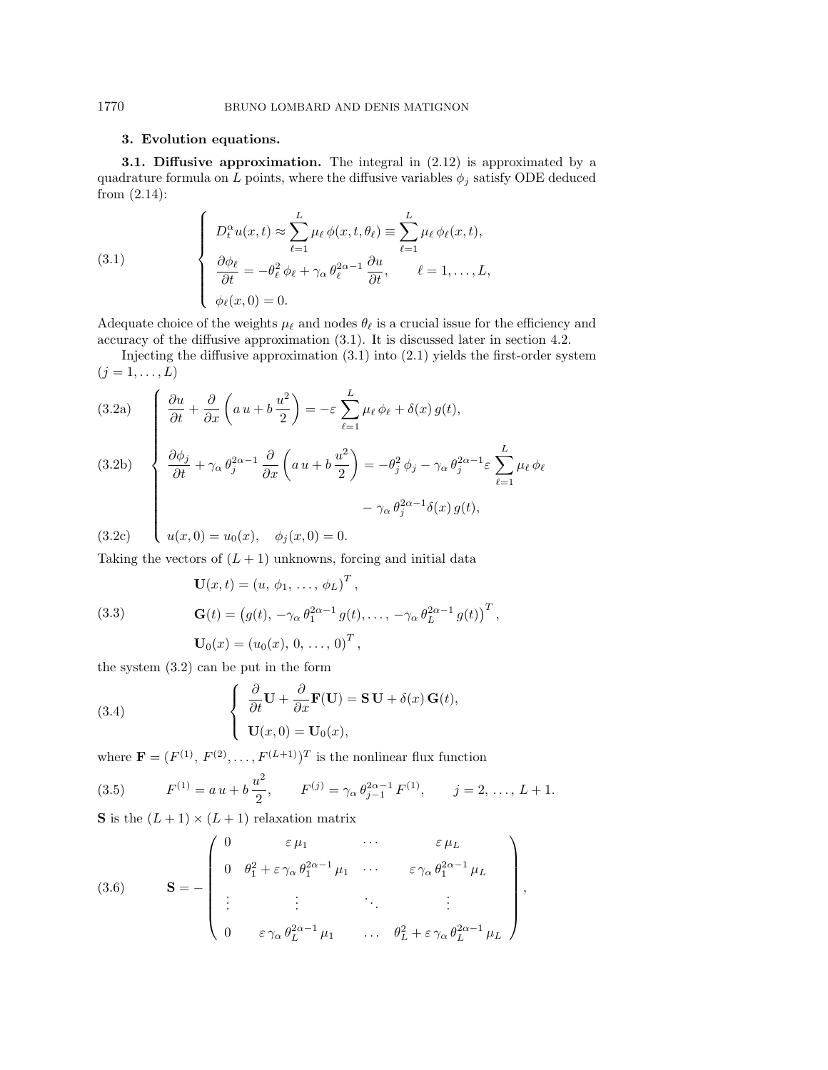## 3. Evolution equations.

**3.1. Diffusive approximation.** The integral in (2.12) is approximated by a quadrature formula on $L$ points, where the diffusive variables $\phi_j$ satisfy ODE deduced from (2.14):

$$
\left\{
\begin{array}{l}
D_t^\alpha u(x,t) \approx \displaystyle\sum_{\ell=1}^{L} \mu_\ell\, \phi(x,t,\theta_\ell) \equiv \sum_{\ell=1}^{L} \mu_\ell\, \phi_\ell(x,t),\\[2ex]
\dfrac{\partial \phi_\ell}{\partial t} = -\theta_\ell^2\, \phi_\ell + \gamma_\alpha\, \theta_\ell^{2\alpha-1}\, \dfrac{\partial u}{\partial t}, \qquad \ell = 1, \ldots, L,\\[2ex]
\phi_\ell(x,0) = 0.
\end{array}
\right.
\tag{3.1}
$$

Adequate choice of the weights $\mu_\ell$ and nodes $\theta_\ell$ is a crucial issue for the efficiency and accuracy of the diffusive approximation (3.1). It is discussed later in section 4.2.

Injecting the diffusive approximation (3.1) into (2.1) yields the first-order system ($j = 1, \ldots, L$)

$$
\left\{
\begin{array}{ll}
\dfrac{\partial u}{\partial t} + \dfrac{\partial}{\partial x}\left(a\,u + b\,\dfrac{u^2}{2}\right) = -\varepsilon \displaystyle\sum_{\ell=1}^{L} \mu_\ell\, \phi_\ell + \delta(x)\, g(t), & \text{(3.2a)}\\[3ex]
\dfrac{\partial \phi_j}{\partial t} + \gamma_\alpha\, \theta_j^{2\alpha-1}\, \dfrac{\partial}{\partial x}\left(a\,u + b\,\dfrac{u^2}{2}\right) = -\theta_j^2\, \phi_j - \gamma_\alpha\, \theta_j^{2\alpha-1} \varepsilon \displaystyle\sum_{\ell=1}^{L} \mu_\ell\, \phi_\ell & \text{(3.2b)}\\[3ex]
\qquad\qquad\qquad\qquad\qquad\qquad - \gamma_\alpha\, \theta_j^{2\alpha-1} \delta(x)\, g(t), & \\[2ex]
u(x,0) = u_0(x), \quad \phi_j(x,0) = 0. & \text{(3.2c)}
\end{array}
\right.
$$

Taking the vectors of $(L+1)$ unknowns, forcing and initial data

$$
\begin{aligned}
&\mathbf{U}(x,t) = \left(u,\, \phi_1,\, \ldots,\, \phi_L\right)^T,\\
&\mathbf{G}(t) = \left(g(t),\, -\gamma_\alpha\, \theta_1^{2\alpha-1}\, g(t), \ldots,\, -\gamma_\alpha\, \theta_L^{2\alpha-1}\, g(t)\right)^T,\\
&\mathbf{U}_0(x) = \left(u_0(x),\, 0,\, \ldots,\, 0\right)^T,
\end{aligned}
\tag{3.3}
$$

the system (3.2) can be put in the form

$$
\left\{
\begin{array}{l}
\dfrac{\partial}{\partial t}\mathbf{U} + \dfrac{\partial}{\partial x}\mathbf{F}(\mathbf{U}) = \mathbf{S}\,\mathbf{U} + \delta(x)\,\mathbf{G}(t),\\[2ex]
\mathbf{U}(x,0) = \mathbf{U}_0(x),
\end{array}
\right.
\tag{3.4}
$$

where $\mathbf{F} = (F^{(1)}, F^{(2)}, \ldots, F^{(L+1)})^T$ is the nonlinear flux function

$$
F^{(1)} = a\,u + b\,\frac{u^2}{2}, \qquad F^{(j)} = \gamma_\alpha\, \theta_{j-1}^{2\alpha-1}\, F^{(1)}, \qquad j = 2, \ldots, L+1.
\tag{3.5}
$$

$\mathbf{S}$ is the $(L+1) \times (L+1)$ relaxation matrix

$$
\mathbf{S} = -\begin{pmatrix}
0 & \varepsilon\,\mu_1 & \cdots & \varepsilon\,\mu_L\\
0 & \theta_1^2 + \varepsilon\,\gamma_\alpha\,\theta_1^{2\alpha-1}\,\mu_1 & \cdots & \varepsilon\,\gamma_\alpha\,\theta_1^{2\alpha-1}\,\mu_L\\
\vdots & \vdots & \ddots & \vdots\\
0 & \varepsilon\,\gamma_\alpha\,\theta_L^{2\alpha-1}\,\mu_1 & \ldots & \theta_L^2 + \varepsilon\,\gamma_\alpha\,\theta_L^{2\alpha-1}\,\mu_L
\end{pmatrix},
\tag{3.6}
$$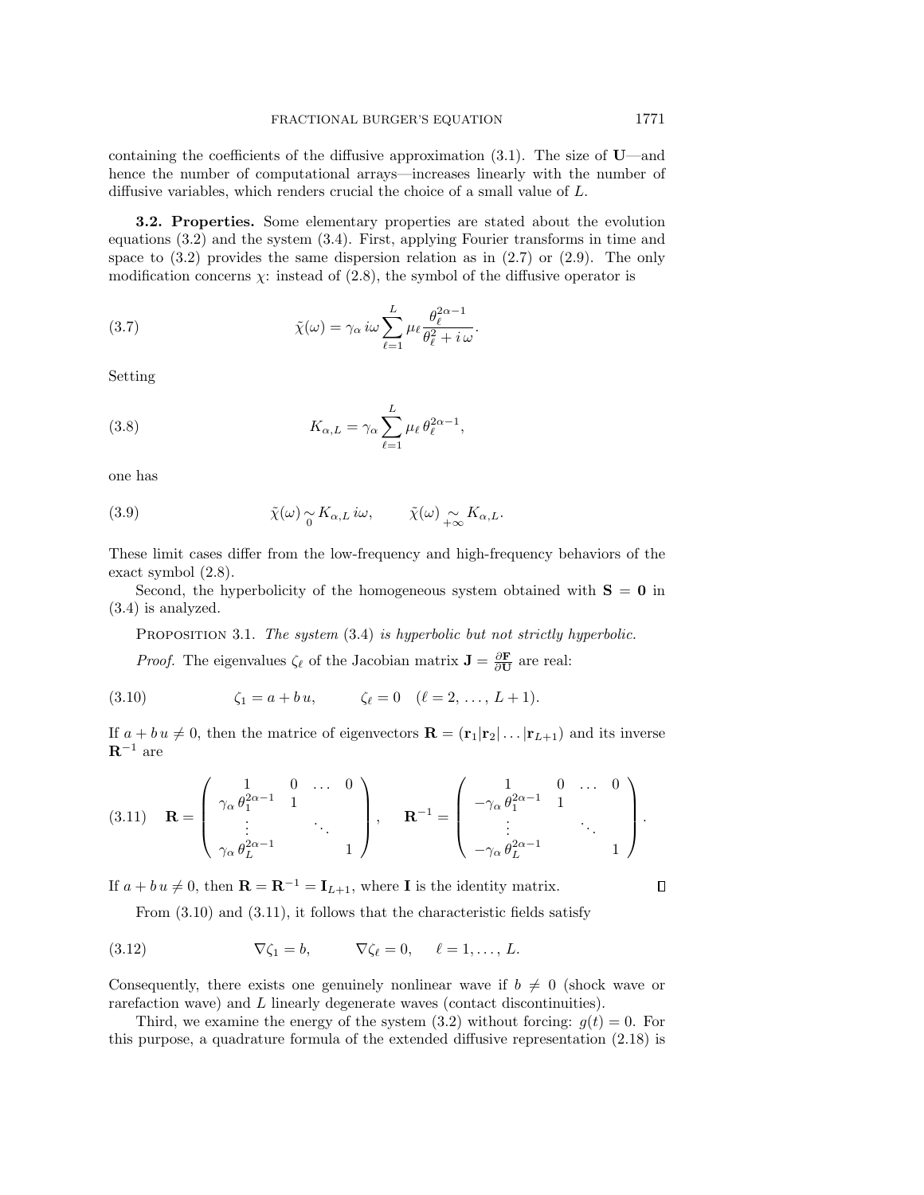containing the coefficients of the diffusive approximation (3.1). The size of $\mathbf{U}$—and hence the number of computational arrays—increases linearly with the number of diffusive variables, which renders crucial the choice of a small value of $L$.

**3.2. Properties.** Some elementary properties are stated about the evolution equations (3.2) and the system (3.4). First, applying Fourier transforms in time and space to (3.2) provides the same dispersion relation as in (2.7) or (2.9). The only modification concerns $\chi$: instead of (2.8), the symbol of the diffusive operator is

$$\tilde{\chi}(\omega) = \gamma_\alpha \, i\omega \sum_{\ell=1}^{L} \mu_\ell \frac{\theta_\ell^{2\alpha-1}}{\theta_\ell^2 + i\,\omega}. \tag{3.7}$$

Setting

$$K_{\alpha,L} = \gamma_\alpha \sum_{\ell=1}^{L} \mu_\ell \, \theta_\ell^{2\alpha-1}, \tag{3.8}$$

one has

$$\tilde{\chi}(\omega) \underset{0}{\sim} K_{\alpha,L} \, i\omega, \qquad \tilde{\chi}(\omega) \underset{+\infty}{\sim} K_{\alpha,L}. \tag{3.9}$$

These limit cases differ from the low-frequency and high-frequency behaviors of the exact symbol (2.8).

Second, the hyperbolicity of the homogeneous system obtained with $\mathbf{S} = \mathbf{0}$ in (3.4) is analyzed.

PROPOSITION 3.1. *The system* (3.4) *is hyperbolic but not strictly hyperbolic.*

*Proof.* The eigenvalues $\zeta_\ell$ of the Jacobian matrix $\mathbf{J} = \frac{\partial \mathbf{F}}{\partial \mathbf{U}}$ are real:

$$\zeta_1 = a + b\,u, \qquad \zeta_\ell = 0 \quad (\ell = 2, \ldots, L+1). \tag{3.10}$$

If $a + b\,u \neq 0$, then the matrice of eigenvectors $\mathbf{R} = (\mathbf{r}_1 | \mathbf{r}_2 | \ldots | \mathbf{r}_{L+1})$ and its inverse $\mathbf{R}^{-1}$ are

$$\mathbf{R} = \begin{pmatrix} 1 & 0 & \ldots & 0 \\ \gamma_\alpha \, \theta_1^{2\alpha-1} & 1 & & \\ \vdots & & \ddots & \\ \gamma_\alpha \, \theta_L^{2\alpha-1} & & & 1 \end{pmatrix}, \quad \mathbf{R}^{-1} = \begin{pmatrix} 1 & 0 & \ldots & 0 \\ -\gamma_\alpha \, \theta_1^{2\alpha-1} & 1 & & \\ \vdots & & \ddots & \\ -\gamma_\alpha \, \theta_L^{2\alpha-1} & & & 1 \end{pmatrix}. \tag{3.11}$$

If $a + b\,u \neq 0$, then $\mathbf{R} = \mathbf{R}^{-1} = \mathbf{I}_{L+1}$, where $\mathbf{I}$ is the identity matrix. ∎

From (3.10) and (3.11), it follows that the characteristic fields satisfy

$$\nabla \zeta_1 = b, \qquad \nabla \zeta_\ell = 0, \quad \ell = 1, \ldots, L. \tag{3.12}$$

Consequently, there exists one genuinely nonlinear wave if $b \neq 0$ (shock wave or rarefaction wave) and $L$ linearly degenerate waves (contact discontinuities).

Third, we examine the energy of the system (3.2) without forcing: $g(t) = 0$. For this purpose, a quadrature formula of the extended diffusive representation (2.18) is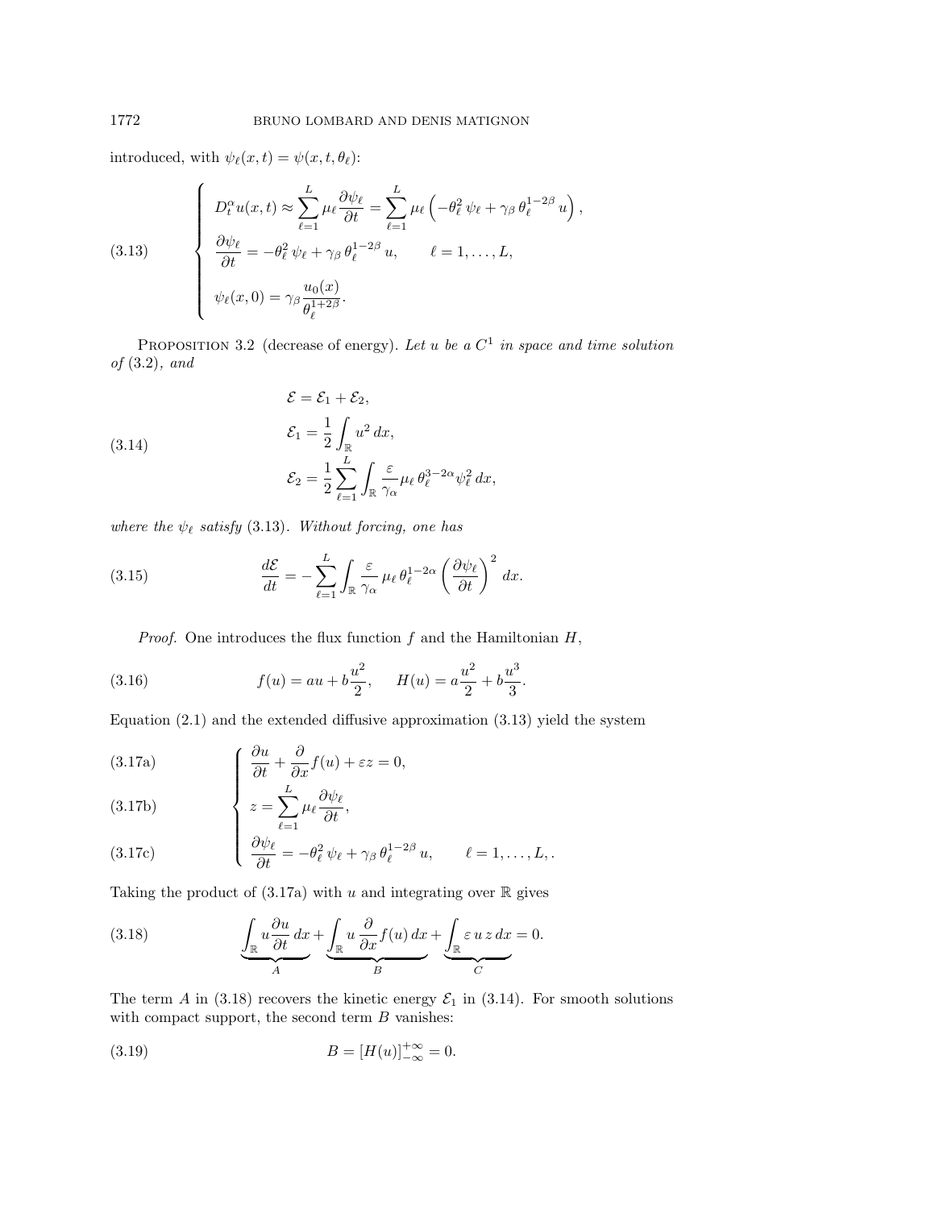introduced, with $\psi_\ell(x,t) = \psi(x,t,\theta_\ell)$:

$$
\left\{
\begin{aligned}
& D_t^\alpha u(x,t) \approx \sum_{\ell=1}^{L} \mu_\ell \frac{\partial \psi_\ell}{\partial t} = \sum_{\ell=1}^{L} \mu_\ell \left( -\theta_\ell^2\, \psi_\ell + \gamma_\beta\, \theta_\ell^{1-2\beta}\, u \right), \\
& \frac{\partial \psi_\ell}{\partial t} = -\theta_\ell^2\, \psi_\ell + \gamma_\beta\, \theta_\ell^{1-2\beta}\, u, \qquad \ell = 1, \ldots, L, \\
& \psi_\ell(x,0) = \gamma_\beta \frac{u_0(x)}{\theta_\ell^{1+2\beta}}.
\end{aligned}
\right.
\tag{3.13}
$$

Proposition 3.2 (decrease of energy). *Let $u$ be a $C^1$ in space and time solution of* (3.2)*, and*

$$
\begin{aligned}
& \mathcal{E} = \mathcal{E}_1 + \mathcal{E}_2, \\
& \mathcal{E}_1 = \frac{1}{2} \int_{\mathbb{R}} u^2 \, dx, \\
& \mathcal{E}_2 = \frac{1}{2} \sum_{\ell=1}^{L} \int_{\mathbb{R}} \frac{\varepsilon}{\gamma_\alpha} \mu_\ell\, \theta_\ell^{3-2\alpha} \psi_\ell^2 \, dx,
\end{aligned}
\tag{3.14}
$$

*where the $\psi_\ell$ satisfy* (3.13)*. Without forcing, one has*

$$
\frac{d\mathcal{E}}{dt} = -\sum_{\ell=1}^{L} \int_{\mathbb{R}} \frac{\varepsilon}{\gamma_\alpha}\, \mu_\ell\, \theta_\ell^{1-2\alpha} \left( \frac{\partial \psi_\ell}{\partial t} \right)^2 dx.
\tag{3.15}
$$

*Proof.* One introduces the flux function $f$ and the Hamiltonian $H$,

$$
f(u) = a u + b \frac{u^2}{2}, \qquad H(u) = a \frac{u^2}{2} + b \frac{u^3}{3}.
\tag{3.16}
$$

Equation (2.1) and the extended diffusive approximation (3.13) yield the system

$$
\left\{
\begin{aligned}
& \frac{\partial u}{\partial t} + \frac{\partial}{\partial x} f(u) + \varepsilon z = 0, && \text{(3.17a)} \\
& z = \sum_{\ell=1}^{L} \mu_\ell \frac{\partial \psi_\ell}{\partial t}, && \text{(3.17b)} \\
& \frac{\partial \psi_\ell}{\partial t} = -\theta_\ell^2\, \psi_\ell + \gamma_\beta\, \theta_\ell^{1-2\beta}\, u, \qquad \ell = 1, \ldots, L, . && \text{(3.17c)}
\end{aligned}
\right.
$$

Taking the product of (3.17a) with $u$ and integrating over $\mathbb{R}$ gives

$$
\underbrace{\int_{\mathbb{R}} u \frac{\partial u}{\partial t}\, dx}_{A} + \underbrace{\int_{\mathbb{R}} u \frac{\partial}{\partial x} f(u)\, dx}_{B} + \underbrace{\int_{\mathbb{R}} \varepsilon\, u\, z\, dx}_{C} = 0.
\tag{3.18}
$$

The term $A$ in (3.18) recovers the kinetic energy $\mathcal{E}_1$ in (3.14). For smooth solutions with compact support, the second term $B$ vanishes:

$$
B = \left[ H(u) \right]_{-\infty}^{+\infty} = 0.
\tag{3.19}
$$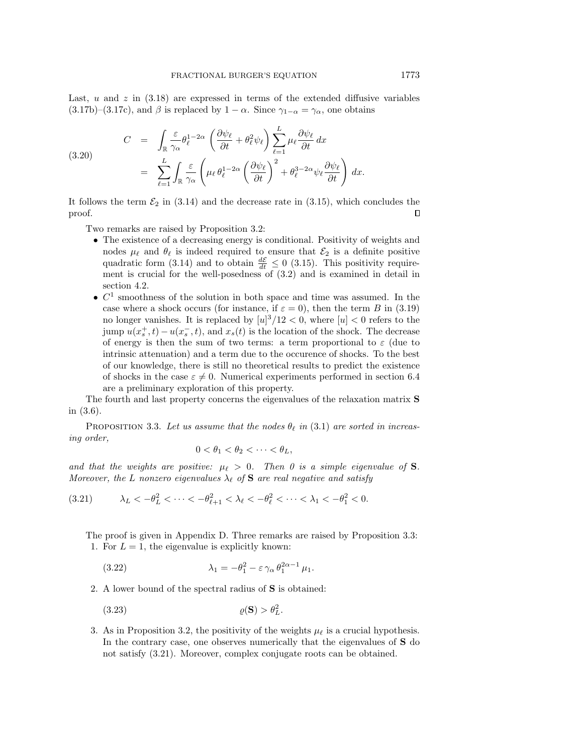Last, $u$ and $z$ in (3.18) are expressed in terms of the extended diffusive variables (3.17b)–(3.17c), and $\beta$ is replaced by $1-\alpha$. Since $\gamma_{1-\alpha} = \gamma_\alpha$, one obtains

$$
\begin{aligned}
C &= \int_{\mathbb{R}} \frac{\varepsilon}{\gamma_\alpha} \theta_\ell^{1-2\alpha} \left( \frac{\partial \psi_\ell}{\partial t} + \theta_\ell^2 \psi_\ell \right) \sum_{\ell=1}^{L} \mu_\ell \frac{\partial \psi_\ell}{\partial t}\, dx \\
&= \sum_{\ell=1}^{L} \int_{\mathbb{R}} \frac{\varepsilon}{\gamma_\alpha} \left( \mu_\ell\, \theta_\ell^{1-2\alpha} \left( \frac{\partial \psi_\ell}{\partial t} \right)^2 + \theta_\ell^{3-2\alpha} \psi_\ell \frac{\partial \psi_\ell}{\partial t} \right) dx.
\end{aligned}
\tag{3.20}
$$

It follows the term $\mathcal{E}_2$ in (3.14) and the decrease rate in (3.15), which concludes the proof. ∎

Two remarks are raised by Proposition 3.2:

- The existence of a decreasing energy is conditional. Positivity of weights and nodes $\mu_\ell$ and $\theta_\ell$ is indeed required to ensure that $\mathcal{E}_2$ is a definite positive quadratic form (3.14) and to obtain $\frac{d\mathcal{E}}{dt} \leq 0$ (3.15). This positivity requirement is crucial for the well-posedness of (3.2) and is examined in detail in section 4.2.
- $C^1$ smoothness of the solution in both space and time was assumed. In the case where a shock occurs (for instance, if $\varepsilon = 0$), then the term $B$ in (3.19) no longer vanishes. It is replaced by $[u]^3/12 < 0$, where $[u] < 0$ refers to the jump $u(x_s^+, t) - u(x_s^-, t)$, and $x_s(t)$ is the location of the shock. The decrease of energy is then the sum of two terms: a term proportional to $\varepsilon$ (due to intrinsic attenuation) and a term due to the occurence of shocks. To the best of our knowledge, there is still no theoretical results to predict the existence of shocks in the case $\varepsilon \neq 0$. Numerical experiments performed in section 6.4 are a preliminary exploration of this property.

The fourth and last property concerns the eigenvalues of the relaxation matrix $\mathbf{S}$ in (3.6).

Proposition 3.3. *Let us assume that the nodes $\theta_\ell$ in (3.1) are sorted in increasing order,*

$$0 < \theta_1 < \theta_2 < \cdots < \theta_L,$$

*and that the weights are positive: $\mu_\ell > 0$. Then 0 is a simple eigenvalue of $\mathbf{S}$. Moreover, the $L$ nonzero eigenvalues $\lambda_\ell$ of $\mathbf{S}$ are real negative and satisfy*

$$\lambda_L < -\theta_L^2 < \cdots < -\theta_{\ell+1}^2 < \lambda_\ell < -\theta_\ell^2 < \cdots < \lambda_1 < -\theta_1^2 < 0. \tag{3.21}$$

The proof is given in Appendix D. Three remarks are raised by Proposition 3.3:

1. For $L = 1$, the eigenvalue is explicitly known:
$$\lambda_1 = -\theta_1^2 - \varepsilon\, \gamma_\alpha\, \theta_1^{2\alpha-1}\, \mu_1. \tag{3.22}$$
2. A lower bound of the spectral radius of $\mathbf{S}$ is obtained:
$$\varrho(\mathbf{S}) > \theta_L^2. \tag{3.23}$$
3. As in Proposition 3.2, the positivity of the weights $\mu_\ell$ is a crucial hypothesis. In the contrary case, one observes numerically that the eigenvalues of $\mathbf{S}$ do not satisfy (3.21). Moreover, complex conjugate roots can be obtained.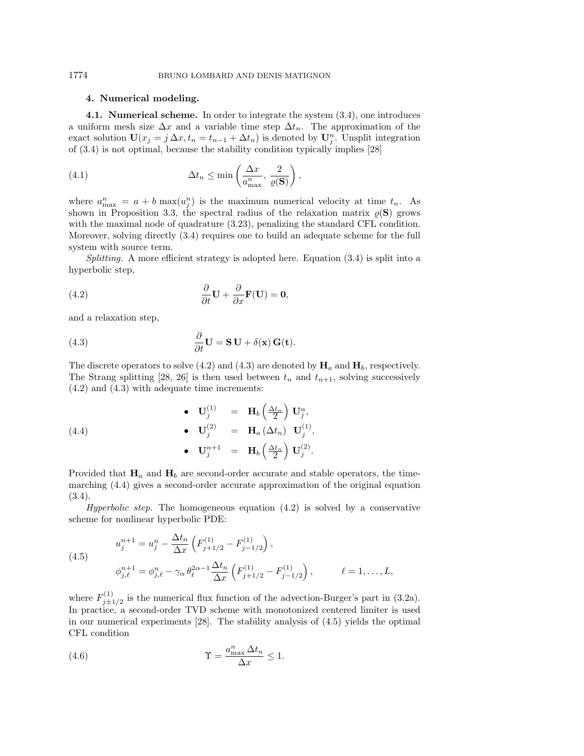## 4. Numerical modeling.

**4.1. Numerical scheme.** In order to integrate the system (3.4), one introduces a uniform mesh size $\Delta x$ and a variable time step $\Delta t_n$. The approximation of the exact solution $\mathbf{U}(x_j = j\,\Delta x, t_n = t_{n-1} + \Delta t_n)$ is denoted by $\mathbf{U}_j^n$. Unsplit integration of (3.4) is not optimal, because the stability condition typically implies [28]

$$\Delta t_n \leq \min\left(\frac{\Delta x}{a_{\max}^n},\, \frac{2}{\varrho(\mathbf{S})}\right), \tag{4.1}$$

where $a_{\max}^n = a + b\,\max(u_j^n)$ is the maximum numerical velocity at time $t_n$. As shown in Proposition 3.3, the spectral radius of the relaxation matrix $\varrho(\mathbf{S})$ grows with the maximal node of quadrature (3.23), penalizing the standard CFL condition. Moreover, solving directly (3.4) requires one to build an adequate scheme for the full system with source term.

*Splitting.* A more efficient strategy is adopted here. Equation (3.4) is split into a hyperbolic step,

$$\frac{\partial}{\partial t}\mathbf{U} + \frac{\partial}{\partial x}\mathbf{F}(\mathbf{U}) = \mathbf{0}, \tag{4.2}$$

and a relaxation step,

$$\frac{\partial}{\partial t}\mathbf{U} = \mathbf{S}\,\mathbf{U} + \delta(\mathbf{x})\,\mathbf{G}(\mathbf{t}). \tag{4.3}$$

The discrete operators to solve (4.2) and (4.3) are denoted by $\mathbf{H}_a$ and $\mathbf{H}_b$, respectively. The Strang splitting [28, 26] is then used between $t_n$ and $t_{n+1}$, solving successively (4.2) and (4.3) with adequate time increments:

$$\begin{aligned}
&\bullet\quad \mathbf{U}_j^{(1)} &=&\quad \mathbf{H}_b\left(\tfrac{\Delta t_n}{2}\right)\mathbf{U}_j^n,\\
&\bullet\quad \mathbf{U}_j^{(2)} &=&\quad \mathbf{H}_a\left(\Delta t_n\right)\ \mathbf{U}_j^{(1)},\\
&\bullet\quad \mathbf{U}_j^{n+1} &=&\quad \mathbf{H}_b\left(\tfrac{\Delta t_n}{2}\right)\mathbf{U}_j^{(2)}.
\end{aligned} \tag{4.4}$$

Provided that $\mathbf{H}_a$ and $\mathbf{H}_b$ are second-order accurate and stable operators, the time-marching (4.4) gives a second-order accurate approximation of the original equation (3.4).

*Hyperbolic step.* The homogeneous equation (4.2) is solved by a conservative scheme for nonlinear hyperbolic PDE:

$$\begin{aligned}
&u_j^{n+1} = u_j^n - \frac{\Delta t_n}{\Delta x}\left(F_{j+1/2}^{(1)} - F_{j-1/2}^{(1)}\right),\\
&\phi_{j,\ell}^{n+1} = \phi_{j,\ell}^n - \gamma_\alpha\,\theta_\ell^{2\alpha-1}\frac{\Delta t_n}{\Delta x}\left(F_{j+1/2}^{(1)} - F_{j-1/2}^{(1)}\right), \qquad \ell = 1,\dots,L,
\end{aligned} \tag{4.5}$$

where $F_{j\pm 1/2}^{(1)}$ is the numerical flux function of the advection-Burger's part in (3.2a). In practice, a second-order TVD scheme with monotonized centered limiter is used in our numerical experiments [28]. The stability analysis of (4.5) yields the optimal CFL condition

$$\Upsilon = \frac{a_{\max}^n\,\Delta t_n}{\Delta x} \leq 1. \tag{4.6}$$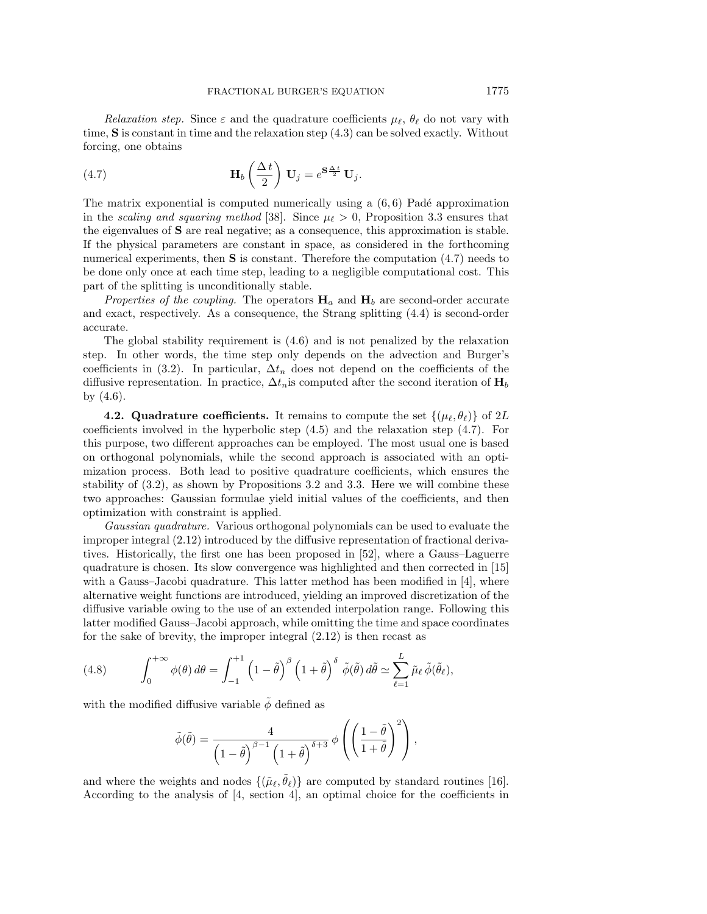*Relaxation step.* Since $\varepsilon$ and the quadrature coefficients $\mu_\ell$, $\theta_\ell$ do not vary with time, $\mathbf{S}$ is constant in time and the relaxation step (4.3) can be solved exactly. Without forcing, one obtains

$$\mathbf{H}_b\left(\frac{\Delta t}{2}\right)\mathbf{U}_j = e^{\mathbf{S}\frac{\Delta t}{2}}\,\mathbf{U}_j. \tag{4.7}$$

The matrix exponential is computed numerically using a $(6,6)$ Padé approximation in the *scaling and squaring method* [38]. Since $\mu_\ell > 0$, Proposition 3.3 ensures that the eigenvalues of $\mathbf{S}$ are real negative; as a consequence, this approximation is stable. If the physical parameters are constant in space, as considered in the forthcoming numerical experiments, then $\mathbf{S}$ is constant. Therefore the computation (4.7) needs to be done only once at each time step, leading to a negligible computational cost. This part of the splitting is unconditionally stable.

*Properties of the coupling.* The operators $\mathbf{H}_a$ and $\mathbf{H}_b$ are second-order accurate and exact, respectively. As a consequence, the Strang splitting (4.4) is second-order accurate.

The global stability requirement is (4.6) and is not penalized by the relaxation step. In other words, the time step only depends on the advection and Burger's coefficients in (3.2). In particular, $\Delta t_n$ does not depend on the coefficients of the diffusive representation. In practice, $\Delta t_n$is computed after the second iteration of $\mathbf{H}_b$ by (4.6).

**4.2. Quadrature coefficients.** It remains to compute the set $\{(\mu_\ell, \theta_\ell)\}$ of $2L$ coefficients involved in the hyperbolic step (4.5) and the relaxation step (4.7). For this purpose, two different approaches can be employed. The most usual one is based on orthogonal polynomials, while the second approach is associated with an optimization process. Both lead to positive quadrature coefficients, which ensures the stability of (3.2), as shown by Propositions 3.2 and 3.3. Here we will combine these two approaches: Gaussian formulae yield initial values of the coefficients, and then optimization with constraint is applied.

*Gaussian quadrature.* Various orthogonal polynomials can be used to evaluate the improper integral (2.12) introduced by the diffusive representation of fractional derivatives. Historically, the first one has been proposed in [52], where a Gauss–Laguerre quadrature is chosen. Its slow convergence was highlighted and then corrected in [15] with a Gauss–Jacobi quadrature. This latter method has been modified in [4], where alternative weight functions are introduced, yielding an improved discretization of the diffusive variable owing to the use of an extended interpolation range. Following this latter modified Gauss–Jacobi approach, while omitting the time and space coordinates for the sake of brevity, the improper integral (2.12) is then recast as

$$\int_0^{+\infty}\phi(\theta)\,d\theta = \int_{-1}^{+1}\left(1-\tilde{\theta}\right)^{\beta}\left(1+\tilde{\theta}\right)^{\delta}\,\tilde{\phi}(\tilde{\theta})\,d\tilde{\theta} \simeq \sum_{\ell=1}^{L}\tilde{\mu}_\ell\,\tilde{\phi}(\tilde{\theta}_\ell), \tag{4.8}$$

with the modified diffusive variable $\tilde{\phi}$ defined as

$$\tilde{\phi}(\tilde{\theta}) = \frac{4}{\left(1-\tilde{\theta}\right)^{\beta-1}\left(1+\tilde{\theta}\right)^{\delta+3}}\,\phi\left(\left(\frac{1-\tilde{\theta}}{1+\tilde{\theta}}\right)^2\right),$$

and where the weights and nodes $\{(\tilde{\mu}_\ell, \tilde{\theta}_\ell)\}$ are computed by standard routines [16]. According to the analysis of [4, section 4], an optimal choice for the coefficients in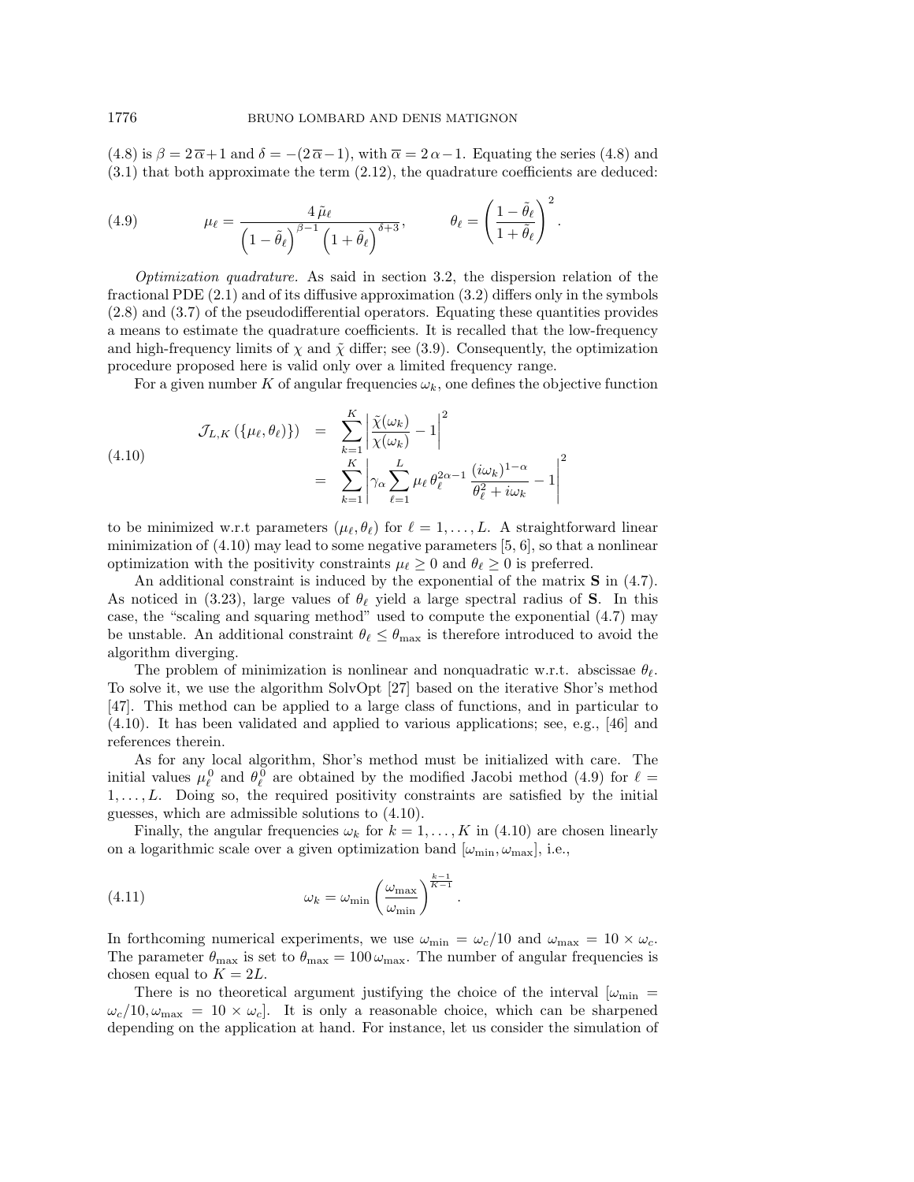(4.8) is $\beta = 2\,\overline{\alpha}+1$ and $\delta = -(2\,\overline{\alpha}-1)$, with $\overline{\alpha} = 2\,\alpha-1$. Equating the series (4.8) and (3.1) that both approximate the term (2.12), the quadrature coefficients are deduced:

$$
\mu_\ell = \frac{4\,\tilde{\mu}_\ell}{\left(1-\tilde{\theta}_\ell\right)^{\beta-1}\left(1+\tilde{\theta}_\ell\right)^{\delta+3}}, \qquad \theta_\ell = \left(\frac{1-\tilde{\theta}_\ell}{1+\tilde{\theta}_\ell}\right)^2. \tag{4.9}
$$

*Optimization quadrature.* As said in section 3.2, the dispersion relation of the fractional PDE (2.1) and of its diffusive approximation (3.2) differs only in the symbols (2.8) and (3.7) of the pseudodifferential operators. Equating these quantities provides a means to estimate the quadrature coefficients. It is recalled that the low-frequency and high-frequency limits of $\chi$ and $\tilde{\chi}$ differ; see (3.9). Consequently, the optimization procedure proposed here is valid only over a limited frequency range.

For a given number $K$ of angular frequencies $\omega_k$, one defines the objective function

$$
\begin{aligned}
\mathcal{J}_{L,K}\left(\{\mu_\ell,\theta_\ell\}\right) &= \sum_{k=1}^{K}\left|\frac{\tilde{\chi}(\omega_k)}{\chi(\omega_k)}-1\right|^2 \\
&= \sum_{k=1}^{K}\left|\gamma_\alpha\sum_{\ell=1}^{L}\mu_\ell\,\theta_\ell^{2\alpha-1}\,\frac{(i\omega_k)^{1-\alpha}}{\theta_\ell^2+i\omega_k}-1\right|^2
\end{aligned} \tag{4.10}
$$

to be minimized w.r.t parameters $(\mu_\ell,\theta_\ell)$ for $\ell = 1,\ldots,L$. A straightforward linear minimization of (4.10) may lead to some negative parameters [5, 6], so that a nonlinear optimization with the positivity constraints $\mu_\ell \geq 0$ and $\theta_\ell \geq 0$ is preferred.

An additional constraint is induced by the exponential of the matrix $\mathbf{S}$ in (4.7). As noticed in (3.23), large values of $\theta_\ell$ yield a large spectral radius of $\mathbf{S}$. In this case, the "scaling and squaring method" used to compute the exponential (4.7) may be unstable. An additional constraint $\theta_\ell \leq \theta_{\max}$ is therefore introduced to avoid the algorithm diverging.

The problem of minimization is nonlinear and nonquadratic w.r.t. abscissae $\theta_\ell$. To solve it, we use the algorithm SolvOpt [27] based on the iterative Shor's method [47]. This method can be applied to a large class of functions, and in particular to (4.10). It has been validated and applied to various applications; see, e.g., [46] and references therein.

As for any local algorithm, Shor's method must be initialized with care. The initial values $\mu_\ell^0$ and $\theta_\ell^0$ are obtained by the modified Jacobi method (4.9) for $\ell = 1,\ldots,L$. Doing so, the required positivity constraints are satisfied by the initial guesses, which are admissible solutions to (4.10).

Finally, the angular frequencies $\omega_k$ for $k = 1,\ldots,K$ in (4.10) are chosen linearly on a logarithmic scale over a given optimization band $[\omega_{\min},\omega_{\max}]$, i.e.,

$$
\omega_k = \omega_{\min}\left(\frac{\omega_{\max}}{\omega_{\min}}\right)^{\frac{k-1}{K-1}}. \tag{4.11}
$$

In forthcoming numerical experiments, we use $\omega_{\min} = \omega_c/10$ and $\omega_{\max} = 10\times\omega_c$. The parameter $\theta_{\max}$ is set to $\theta_{\max} = 100\,\omega_{\max}$. The number of angular frequencies is chosen equal to $K = 2L$.

There is no theoretical argument justifying the choice of the interval $[\omega_{\min} = \omega_c/10, \omega_{\max} = 10\times\omega_c]$. It is only a reasonable choice, which can be sharpened depending on the application at hand. For instance, let us consider the simulation of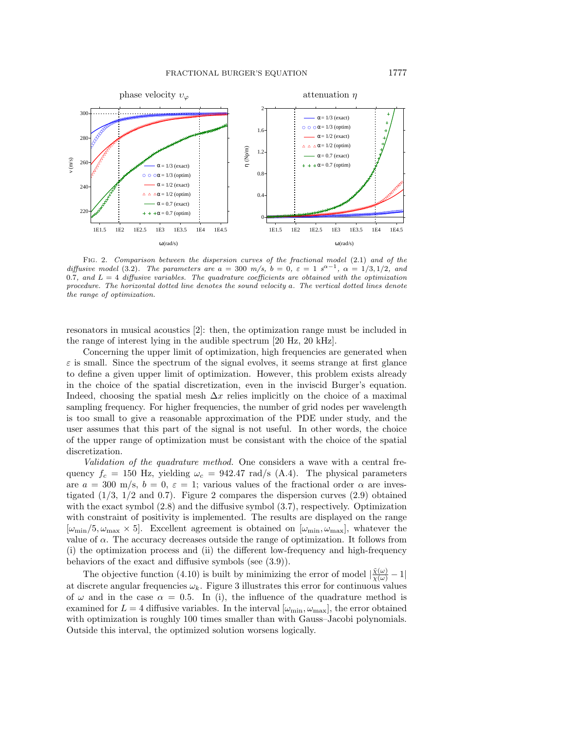Fig. 2. *Comparison between the dispersion curves of the fractional model* (2.1) *and of the diffusive model* (3.2)*. The parameters are $a = 300$ m/s, $b = 0$, $\varepsilon = 1$ $s^{\alpha-1}$, $\alpha = 1/3, 1/2$, and $0.7$, and $L = 4$ diffusive variables. The quadrature coefficients are obtained with the optimization procedure. The horizontal dotted line denotes the sound velocity $a$. The vertical dotted lines denote the range of optimization.*

resonators in musical acoustics [2]: then, the optimization range must be included in the range of interest lying in the audible spectrum [20 Hz, 20 kHz].

Concerning the upper limit of optimization, high frequencies are generated when $\varepsilon$ is small. Since the spectrum of the signal evolves, it seems strange at first glance to define a given upper limit of optimization. However, this problem exists already in the choice of the spatial discretization, even in the inviscid Burger's equation. Indeed, choosing the spatial mesh $\Delta x$ relies implicitly on the choice of a maximal sampling frequency. For higher frequencies, the number of grid nodes per wavelength is too small to give a reasonable approximation of the PDE under study, and the user assumes that this part of the signal is not useful. In other words, the choice of the upper range of optimization must be consistant with the choice of the spatial discretization.

*Validation of the quadrature method.* One considers a wave with a central frequency $f_c = 150$ Hz, yielding $\omega_c = 942.47$ rad/s (A.4). The physical parameters are $a = 300$ m/s, $b = 0$, $\varepsilon = 1$; various values of the fractional order $\alpha$ are investigated (1/3, 1/2 and 0.7). Figure 2 compares the dispersion curves (2.9) obtained with the exact symbol (2.8) and the diffusive symbol (3.7), respectively. Optimization with constraint of positivity is implemented. The results are displayed on the range $[\omega_{\min}/5, \omega_{\max} \times 5]$. Excellent agreement is obtained on $[\omega_{\min}, \omega_{\max}]$, whatever the value of $\alpha$. The accuracy decreases outside the range of optimization. It follows from (i) the optimization process and (ii) the different low-frequency and high-frequency behaviors of the exact and diffusive symbols (see (3.9)).

The objective function (4.10) is built by minimizing the error of model $|\frac{\tilde{\chi}(\omega)}{\chi(\omega)} - 1|$ at discrete angular frequencies $\omega_k$. Figure 3 illustrates this error for continuous values of $\omega$ and in the case $\alpha = 0.5$. In (i), the influence of the quadrature method is examined for $L = 4$ diffusive variables. In the interval $[\omega_{\min}, \omega_{\max}]$, the error obtained with optimization is roughly 100 times smaller than with Gauss–Jacobi polynomials. Outside this interval, the optimized solution worsens logically.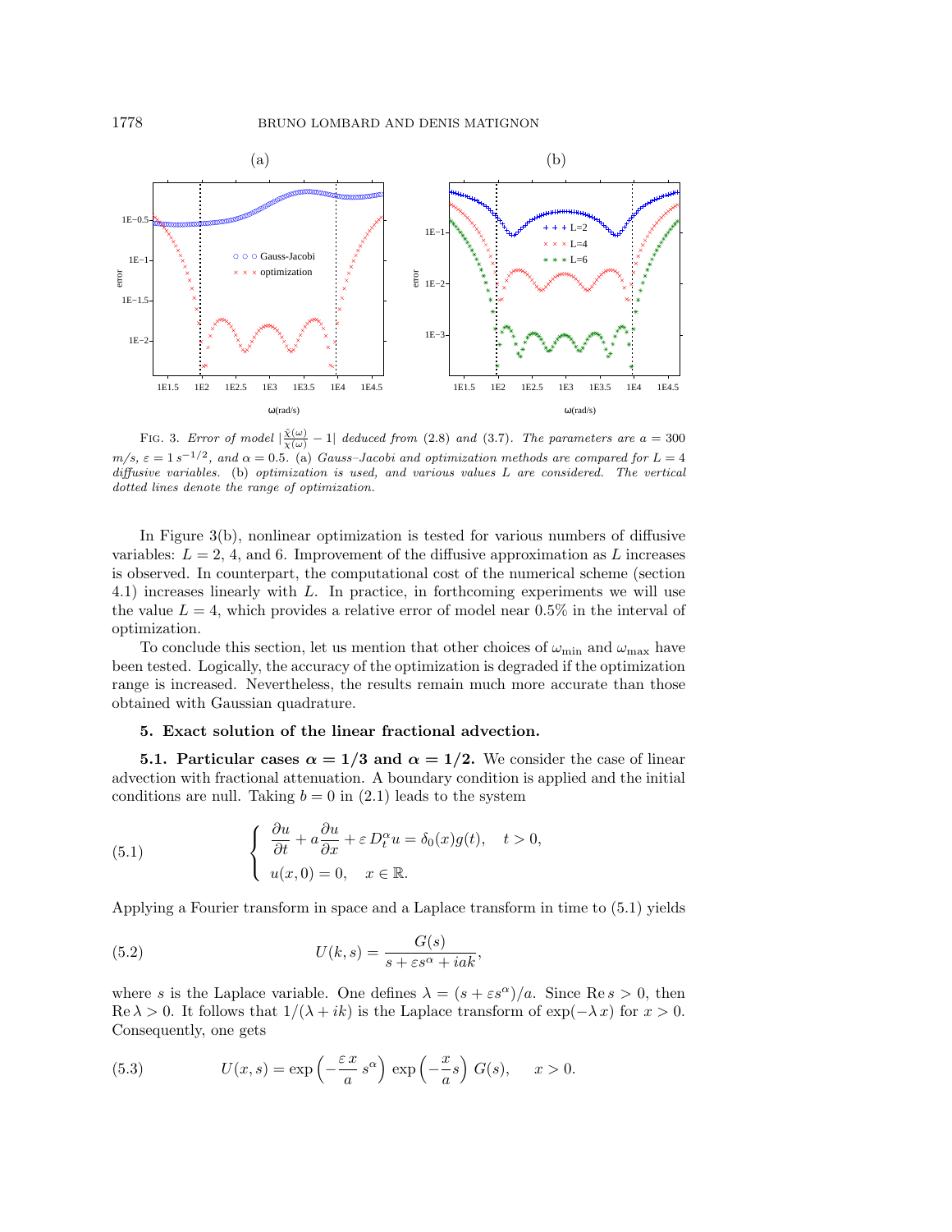FIG. 3. *Error of model* $\left|\frac{\tilde{\chi}(\omega)}{\chi(\omega)} - 1\right|$ *deduced from* (2.8) *and* (3.7). *The parameters are* $a = 300$ *m/s,* $\varepsilon = 1\, s^{-1/2}$*, and* $\alpha = 0.5$. (a) *Gauss–Jacobi and optimization methods are compared for* $L = 4$ *diffusive variables.* (b) *optimization is used, and various values* $L$ *are considered. The vertical dotted lines denote the range of optimization.*

In Figure 3(b), nonlinear optimization is tested for various numbers of diffusive variables: $L = 2$, 4, and 6. Improvement of the diffusive approximation as $L$ increases is observed. In counterpart, the computational cost of the numerical scheme (section 4.1) increases linearly with $L$. In practice, in forthcoming experiments we will use the value $L = 4$, which provides a relative error of model near 0.5% in the interval of optimization.

To conclude this section, let us mention that other choices of $\omega_{\min}$ and $\omega_{\max}$ have been tested. Logically, the accuracy of the optimization is degraded if the optimization range is increased. Nevertheless, the results remain much more accurate than those obtained with Gaussian quadrature.

## 5. Exact solution of the linear fractional advection.

### 5.1. Particular cases $\alpha = 1/3$ and $\alpha = 1/2$.

We consider the case of linear advection with fractional attenuation. A boundary condition is applied and the initial conditions are null. Taking $b = 0$ in (2.1) leads to the system

$$
\left\{
\begin{array}{l}
\dfrac{\partial u}{\partial t} + a\dfrac{\partial u}{\partial x} + \varepsilon\, D_t^{\alpha} u = \delta_0(x) g(t), \quad t > 0, \\[2mm]
u(x, 0) = 0, \quad x \in \mathbb{R}.
\end{array}
\right.
\tag{5.1}
$$

Applying a Fourier transform in space and a Laplace transform in time to (5.1) yields

$$
U(k, s) = \frac{G(s)}{s + \varepsilon s^{\alpha} + iak},
\tag{5.2}
$$

where $s$ is the Laplace variable. One defines $\lambda = (s + \varepsilon s^{\alpha})/a$. Since $\operatorname{Re} s > 0$, then $\operatorname{Re} \lambda > 0$. It follows that $1/(\lambda + ik)$ is the Laplace transform of $\exp(-\lambda\, x)$ for $x > 0$. Consequently, one gets

$$
U(x, s) = \exp\left(-\frac{\varepsilon\, x}{a}\, s^{\alpha}\right)\, \exp\left(-\frac{x}{a} s\right)\, G(s), \qquad x > 0.
\tag{5.3}
$$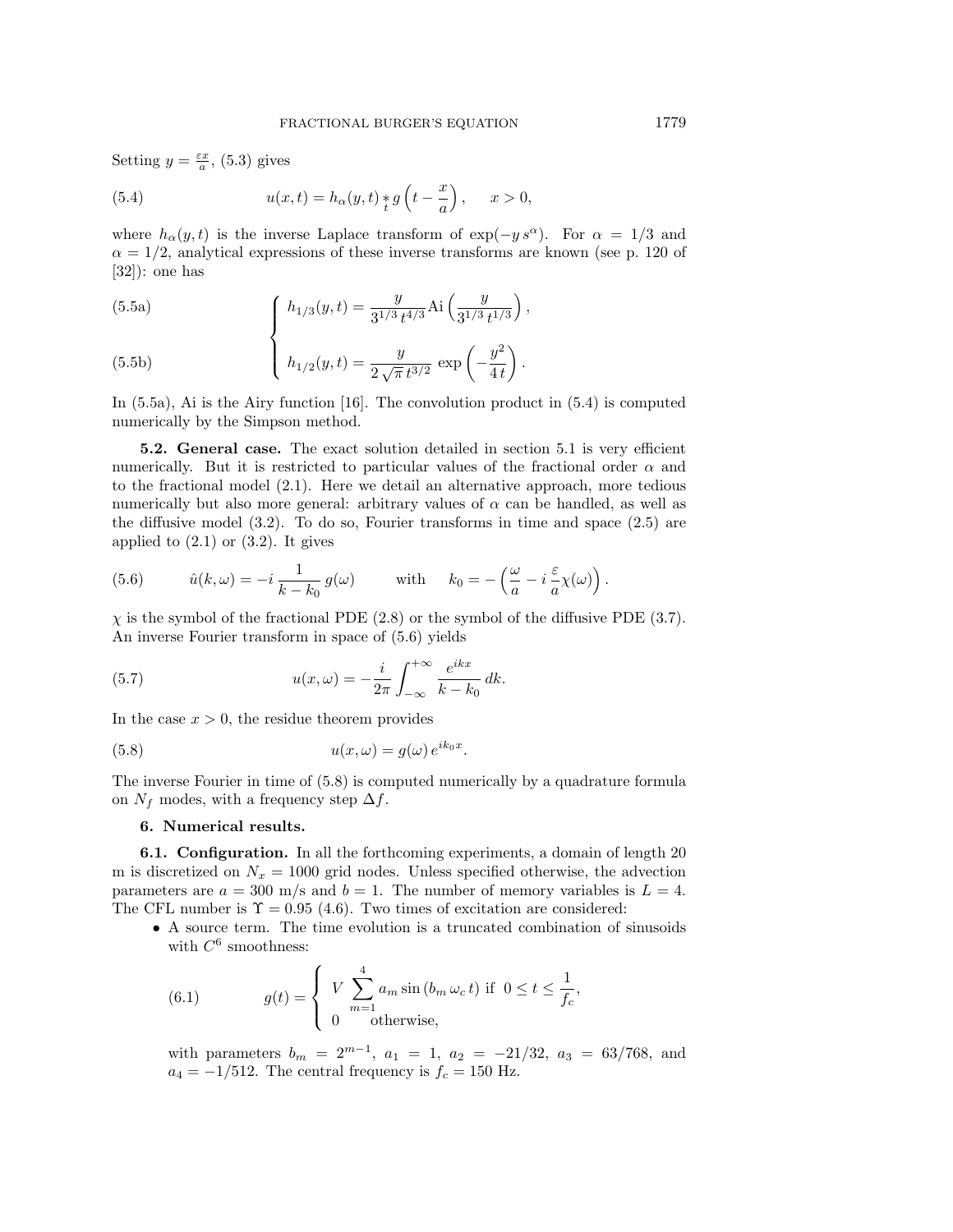Setting $y = \frac{\varepsilon x}{a}$, (5.3) gives

$$u(x,t) = h_\alpha(y,t) \underset{t}{*} g\left(t - \frac{x}{a}\right), \quad x > 0, \tag{5.4}$$

where $h_\alpha(y,t)$ is the inverse Laplace transform of $\exp(-y\, s^\alpha)$. For $\alpha = 1/3$ and $\alpha = 1/2$, analytical expressions of these inverse transforms are known (see p. 120 of [32]): one has

$$\begin{cases} h_{1/3}(y,t) = \dfrac{y}{3^{1/3}\, t^{4/3}} \mathrm{Ai}\left(\dfrac{y}{3^{1/3}\, t^{1/3}}\right), & \text{(5.5a)} \\[2ex] h_{1/2}(y,t) = \dfrac{y}{2\sqrt{\pi}\, t^{3/2}} \exp\left(-\dfrac{y^2}{4\,t}\right). & \text{(5.5b)} \end{cases}$$

In (5.5a), Ai is the Airy function [16]. The convolution product in (5.4) is computed numerically by the Simpson method.

**5.2. General case.** The exact solution detailed in section 5.1 is very efficient numerically. But it is restricted to particular values of the fractional order $\alpha$ and to the fractional model (2.1). Here we detail an alternative approach, more tedious numerically but also more general: arbitrary values of $\alpha$ can be handled, as well as the diffusive model (3.2). To do so, Fourier transforms in time and space (2.5) are applied to (2.1) or (3.2). It gives

$$\hat{u}(k,\omega) = -i\,\frac{1}{k - k_0}\, g(\omega) \qquad \text{with} \qquad k_0 = -\left(\frac{\omega}{a} - i\,\frac{\varepsilon}{a}\chi(\omega)\right). \tag{5.6}$$

$\chi$ is the symbol of the fractional PDE (2.8) or the symbol of the diffusive PDE (3.7). An inverse Fourier transform in space of (5.6) yields

$$u(x,\omega) = -\frac{i}{2\pi}\int_{-\infty}^{+\infty} \frac{e^{ikx}}{k - k_0}\, dk. \tag{5.7}$$

In the case $x > 0$, the residue theorem provides

$$u(x,\omega) = g(\omega)\, e^{ik_0 x}. \tag{5.8}$$

The inverse Fourier in time of (5.8) is computed numerically by a quadrature formula on $N_f$ modes, with a frequency step $\Delta f$.

## 6. Numerical results.

**6.1. Configuration.** In all the forthcoming experiments, a domain of length 20 m is discretized on $N_x = 1000$ grid nodes. Unless specified otherwise, the advection parameters are $a = 300$ m/s and $b = 1$. The number of memory variables is $L = 4$. The CFL number is $\Upsilon = 0.95$ (4.6). Two times of excitation are considered:

- A source term. The time evolution is a truncated combination of sinusoids with $C^6$ smoothness:

$$g(t) = \begin{cases} V \displaystyle\sum_{m=1}^{4} a_m \sin(b_m\, \omega_c\, t) & \text{if } 0 \le t \le \dfrac{1}{f_c}, \\ 0 & \text{otherwise,} \end{cases} \tag{6.1}$$

  with parameters $b_m = 2^{m-1}$, $a_1 = 1$, $a_2 = -21/32$, $a_3 = 63/768$, and $a_4 = -1/512$. The central frequency is $f_c = 150$ Hz.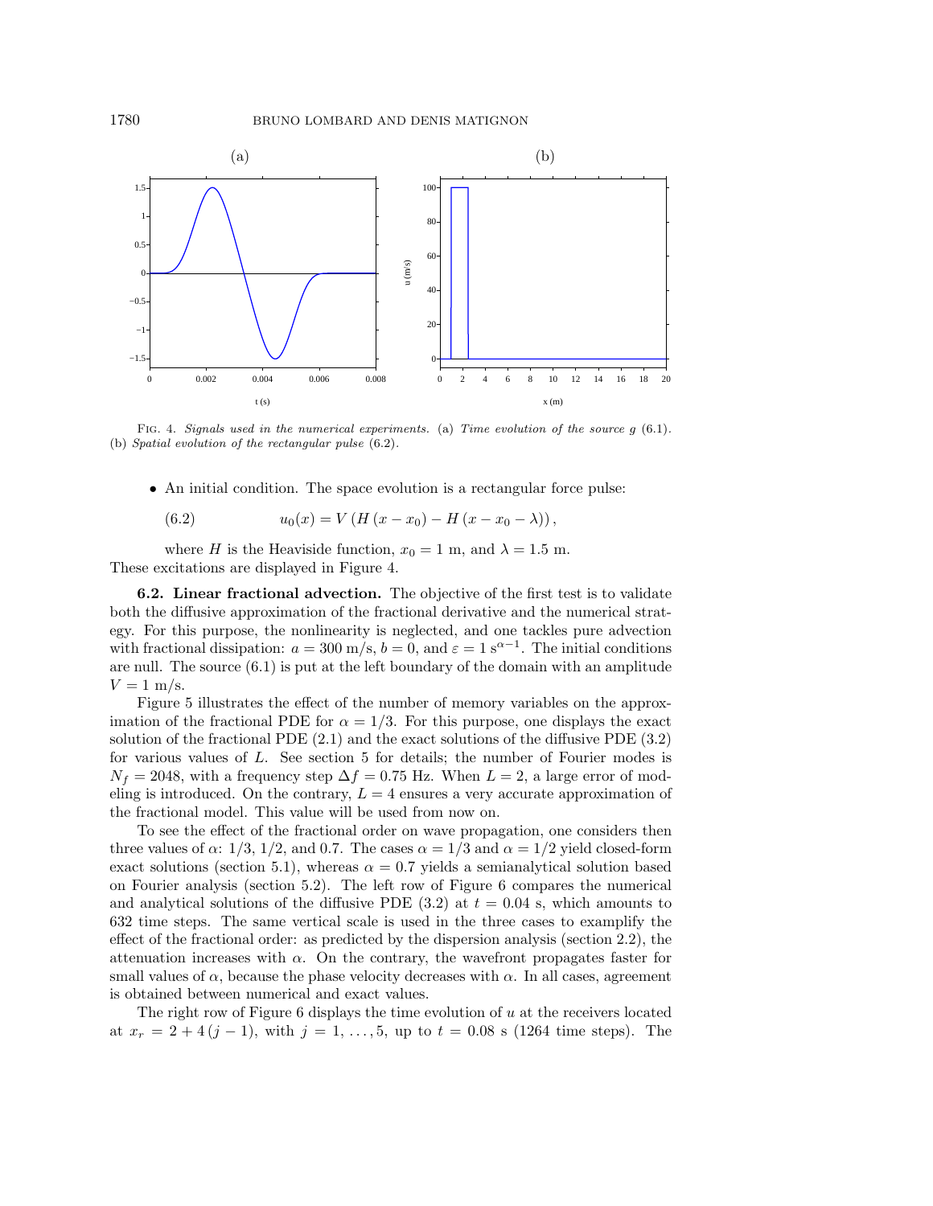FIG. 4. *Signals used in the numerical experiments.* (a) *Time evolution of the source g* (6.1). (b) *Spatial evolution of the rectangular pulse* (6.2).

- An initial condition. The space evolution is a rectangular force pulse:

$$u_0(x) = V\,(H\,(x - x_0) - H\,(x - x_0 - \lambda))\,, \tag{6.2}$$

where $H$ is the Heaviside function, $x_0 = 1$ m, and $\lambda = 1.5$ m.

These excitations are displayed in Figure 4.

**6.2. Linear fractional advection.** The objective of the first test is to validate both the diffusive approximation of the fractional derivative and the numerical strategy. For this purpose, the nonlinearity is neglected, and one tackles pure advection with fractional dissipation: $a = 300$ m/s, $b = 0$, and $\varepsilon = 1$ s$^{\alpha-1}$. The initial conditions are null. The source (6.1) is put at the left boundary of the domain with an amplitude $V = 1$ m/s.

Figure 5 illustrates the effect of the number of memory variables on the approximation of the fractional PDE for $\alpha = 1/3$. For this purpose, one displays the exact solution of the fractional PDE (2.1) and the exact solutions of the diffusive PDE (3.2) for various values of $L$. See section 5 for details; the number of Fourier modes is $N_f = 2048$, with a frequency step $\Delta f = 0.75$ Hz. When $L = 2$, a large error of modeling is introduced. On the contrary, $L = 4$ ensures a very accurate approximation of the fractional model. This value will be used from now on.

To see the effect of the fractional order on wave propagation, one considers then three values of $\alpha$: $1/3$, $1/2$, and $0.7$. The cases $\alpha = 1/3$ and $\alpha = 1/2$ yield closed-form exact solutions (section 5.1), whereas $\alpha = 0.7$ yields a semianalytical solution based on Fourier analysis (section 5.2). The left row of Figure 6 compares the numerical and analytical solutions of the diffusive PDE (3.2) at $t = 0.04$ s, which amounts to 632 time steps. The same vertical scale is used in the three cases to examplify the effect of the fractional order: as predicted by the dispersion analysis (section 2.2), the attenuation increases with $\alpha$. On the contrary, the wavefront propagates faster for small values of $\alpha$, because the phase velocity decreases with $\alpha$. In all cases, agreement is obtained between numerical and exact values.

The right row of Figure 6 displays the time evolution of $u$ at the receivers located at $x_r = 2 + 4\,(j - 1)$, with $j = 1, \ldots, 5$, up to $t = 0.08$ s (1264 time steps). The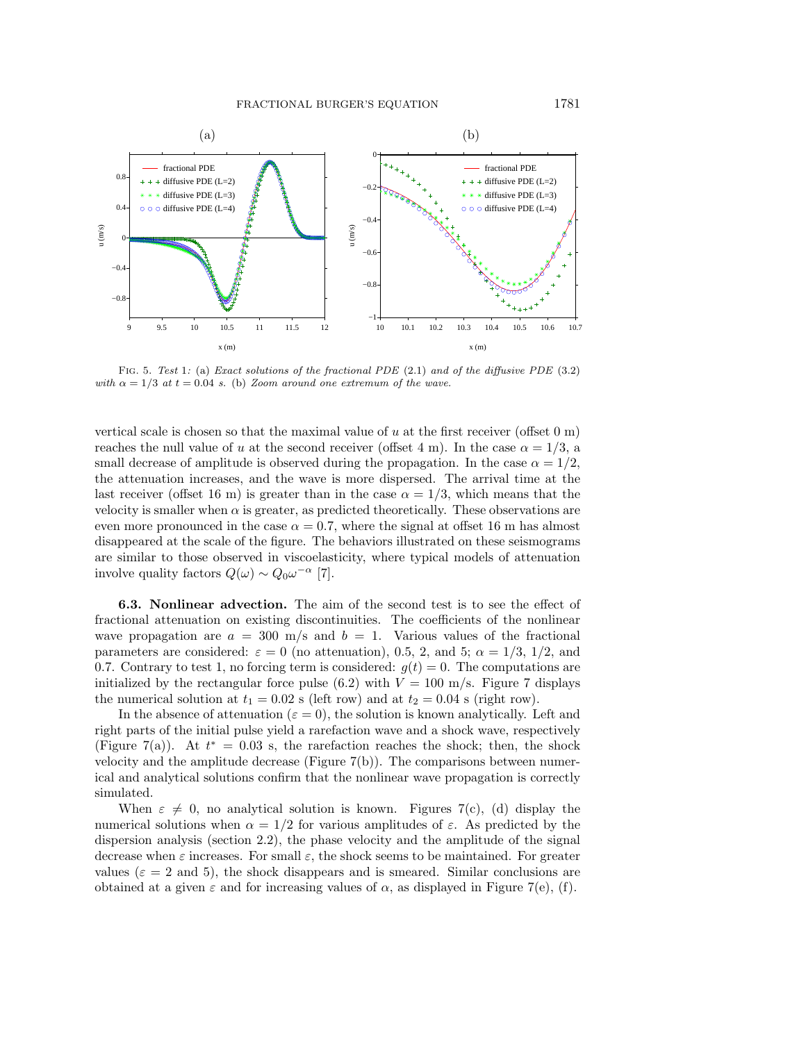FIG. 5. *Test* 1*:* (a) *Exact solutions of the fractional PDE* (2.1) *and of the diffusive PDE* (3.2) *with* $\alpha = 1/3$ *at* $t = 0.04$ *s.* (b) *Zoom around one extremum of the wave.*

vertical scale is chosen so that the maximal value of $u$ at the first receiver (offset 0 m) reaches the null value of $u$ at the second receiver (offset 4 m). In the case $\alpha = 1/3$, a small decrease of amplitude is observed during the propagation. In the case $\alpha = 1/2$, the attenuation increases, and the wave is more dispersed. The arrival time at the last receiver (offset 16 m) is greater than in the case $\alpha = 1/3$, which means that the velocity is smaller when $\alpha$ is greater, as predicted theoretically. These observations are even more pronounced in the case $\alpha = 0.7$, where the signal at offset 16 m has almost disappeared at the scale of the figure. The behaviors illustrated on these seismograms are similar to those observed in viscoelasticity, where typical models of attenuation involve quality factors $Q(\omega) \sim Q_0 \omega^{-\alpha}$ [7].

**6.3. Nonlinear advection.** The aim of the second test is to see the effect of fractional attenuation on existing discontinuities. The coefficients of the nonlinear wave propagation are $a = 300$ m/s and $b = 1$. Various values of the fractional parameters are considered: $\varepsilon = 0$ (no attenuation), 0.5, 2, and 5; $\alpha = 1/3$, $1/2$, and 0.7. Contrary to test 1, no forcing term is considered: $g(t) = 0$. The computations are initialized by the rectangular force pulse (6.2) with $V = 100$ m/s. Figure 7 displays the numerical solution at $t_1 = 0.02$ s (left row) and at $t_2 = 0.04$ s (right row).

In the absence of attenuation ($\varepsilon = 0$), the solution is known analytically. Left and right parts of the initial pulse yield a rarefaction wave and a shock wave, respectively (Figure 7(a)). At $t^* = 0.03$ s, the rarefaction reaches the shock; then, the shock velocity and the amplitude decrease (Figure 7(b)). The comparisons between numerical and analytical solutions confirm that the nonlinear wave propagation is correctly simulated.

When $\varepsilon \neq 0$, no analytical solution is known. Figures 7(c), (d) display the numerical solutions when $\alpha = 1/2$ for various amplitudes of $\varepsilon$. As predicted by the dispersion analysis (section 2.2), the phase velocity and the amplitude of the signal decrease when $\varepsilon$ increases. For small $\varepsilon$, the shock seems to be maintained. For greater values ($\varepsilon = 2$ and 5), the shock disappears and is smeared. Similar conclusions are obtained at a given $\varepsilon$ and for increasing values of $\alpha$, as displayed in Figure 7(e), (f).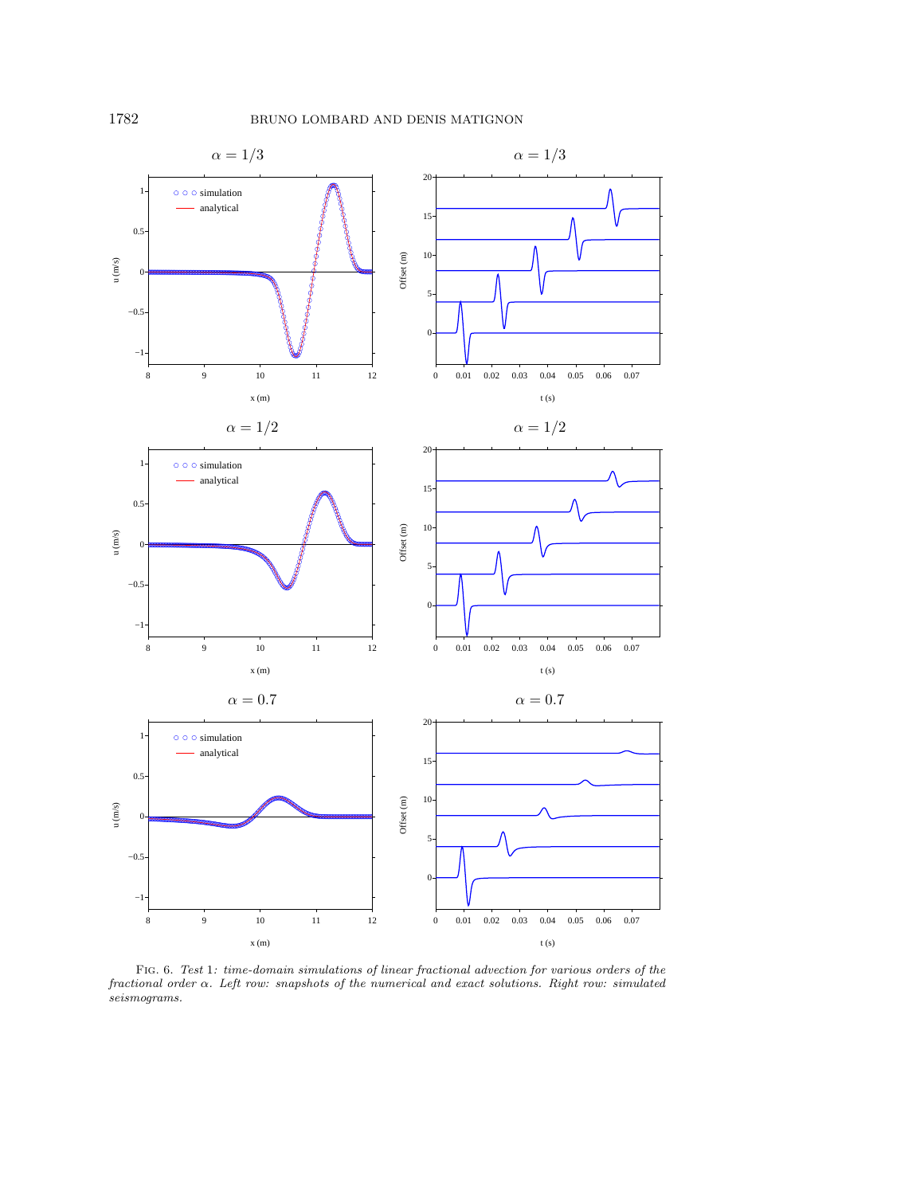Fig. 6. *Test* 1*: time-domain simulations of linear fractional advection for various orders of the fractional order* $\alpha$*. Left row: snapshots of the numerical and exact solutions. Right row: simulated seismograms.*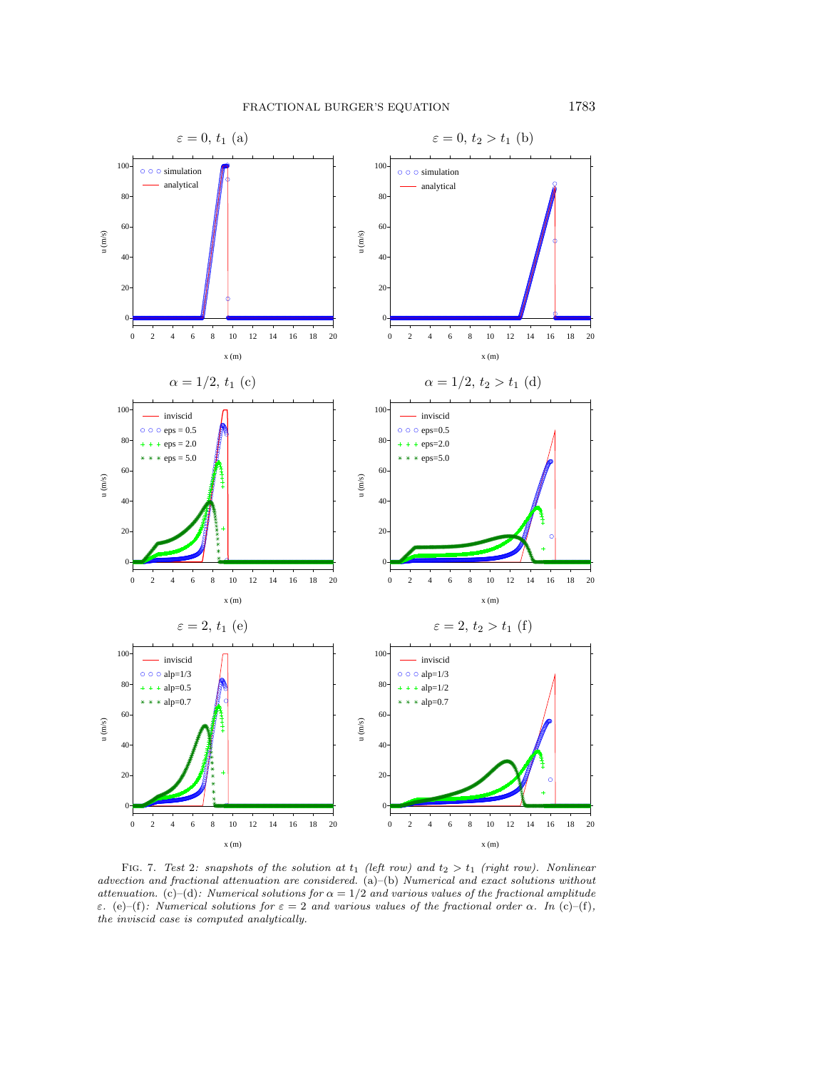FIG. 7. *Test 2: snapshots of the solution at $t_1$ (left row) and $t_2 > t_1$ (right row). Nonlinear advection and fractional attenuation are considered.* (a)–(b) *Numerical and exact solutions without attenuation.* (c)–(d)*: Numerical solutions for $\alpha = 1/2$ and various values of the fractional amplitude $\varepsilon$.* (e)–(f)*: Numerical solutions for $\varepsilon = 2$ and various values of the fractional order $\alpha$. In* (c)–(f)*, the inviscid case is computed analytically.*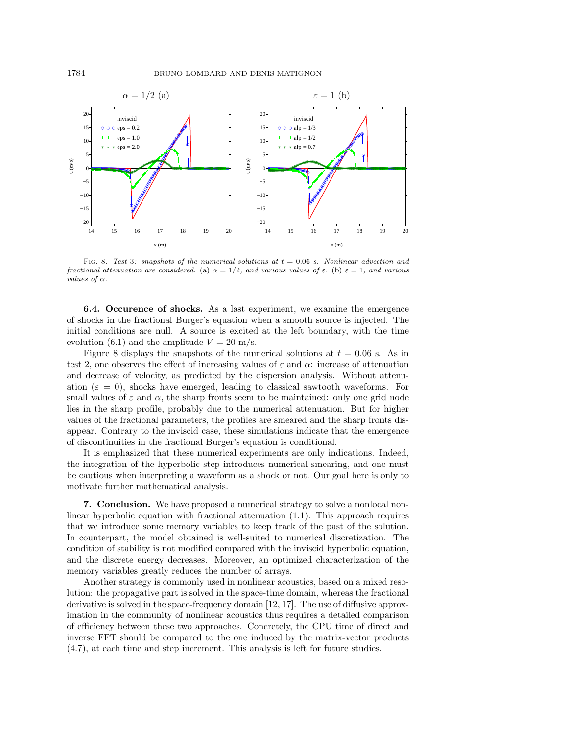FIG. 8. *Test 3: snapshots of the numerical solutions at $t = 0.06$ s. Nonlinear advection and fractional attenuation are considered.* (a) $\alpha = 1/2$, *and various values of* $\varepsilon$. (b) $\varepsilon = 1$, *and various values of* $\alpha$.

**6.4. Occurence of shocks.** As a last experiment, we examine the emergence of shocks in the fractional Burger's equation when a smooth source is injected. The initial conditions are null. A source is excited at the left boundary, with the time evolution (6.1) and the amplitude $V = 20$ m/s.

Figure 8 displays the snapshots of the numerical solutions at $t = 0.06$ s. As in test 2, one observes the effect of increasing values of $\varepsilon$ and $\alpha$: increase of attenuation and decrease of velocity, as predicted by the dispersion analysis. Without attenuation ($\varepsilon = 0$), shocks have emerged, leading to classical sawtooth waveforms. For small values of $\varepsilon$ and $\alpha$, the sharp fronts seem to be maintained: only one grid node lies in the sharp profile, probably due to the numerical attenuation. But for higher values of the fractional parameters, the profiles are smeared and the sharp fronts disappear. Contrary to the inviscid case, these simulations indicate that the emergence of discontinuities in the fractional Burger's equation is conditional.

It is emphasized that these numerical experiments are only indications. Indeed, the integration of the hyperbolic step introduces numerical smearing, and one must be cautious when interpreting a waveform as a shock or not. Our goal here is only to motivate further mathematical analysis.

**7. Conclusion.** We have proposed a numerical strategy to solve a nonlocal nonlinear hyperbolic equation with fractional attenuation (1.1). This approach requires that we introduce some memory variables to keep track of the past of the solution. In counterpart, the model obtained is well-suited to numerical discretization. The condition of stability is not modified compared with the inviscid hyperbolic equation, and the discrete energy decreases. Moreover, an optimized characterization of the memory variables greatly reduces the number of arrays.

Another strategy is commonly used in nonlinear acoustics, based on a mixed resolution: the propagative part is solved in the space-time domain, whereas the fractional derivative is solved in the space-frequency domain [12, 17]. The use of diffusive approximation in the community of nonlinear acoustics thus requires a detailed comparison of efficiency between these two approaches. Concretely, the CPU time of direct and inverse FFT should be compared to the one induced by the matrix-vector products (4.7), at each time and step increment. This analysis is left for future studies.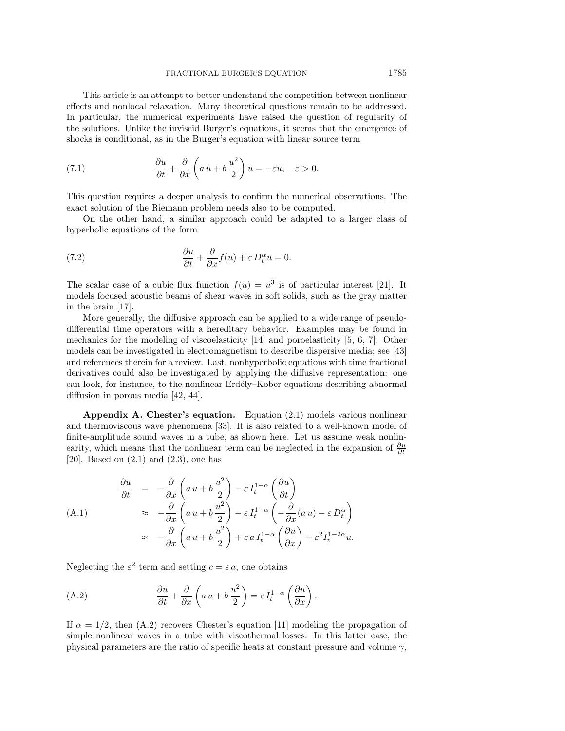This article is an attempt to better understand the competition between nonlinear effects and nonlocal relaxation. Many theoretical questions remain to be addressed. In particular, the numerical experiments have raised the question of regularity of the solutions. Unlike the inviscid Burger's equations, it seems that the emergence of shocks is conditional, as in the Burger's equation with linear source term

$$\frac{\partial u}{\partial t} + \frac{\partial}{\partial x}\left(a\,u + b\,\frac{u^2}{2}\right) u = -\varepsilon u, \quad \varepsilon > 0. \tag{7.1}$$

This question requires a deeper analysis to confirm the numerical observations. The exact solution of the Riemann problem needs also to be computed.

On the other hand, a similar approach could be adapted to a larger class of hyperbolic equations of the form

$$\frac{\partial u}{\partial t} + \frac{\partial}{\partial x} f(u) + \varepsilon\, D_t^{\alpha} u = 0. \tag{7.2}$$

The scalar case of a cubic flux function $f(u) = u^3$ is of particular interest [21]. It models focused acoustic beams of shear waves in soft solids, such as the gray matter in the brain [17].

More generally, the diffusive approach can be applied to a wide range of pseudo-differential time operators with a hereditary behavior. Examples may be found in mechanics for the modeling of viscoelasticity [14] and poroelasticity [5, 6, 7]. Other models can be investigated in electromagnetism to describe dispersive media; see [43] and references therein for a review. Last, nonhyperbolic equations with time fractional derivatives could also be investigated by applying the diffusive representation: one can look, for instance, to the nonlinear Erdély–Kober equations describing abnormal diffusion in porous media [42, 44].

**Appendix A. Chester's equation.** Equation (2.1) models various nonlinear and thermoviscous wave phenomena [33]. It is also related to a well-known model of finite-amplitude sound waves in a tube, as shown here. Let us assume weak nonlinearity, which means that the nonlinear term can be neglected in the expansion of $\frac{\partial u}{\partial t}$ [20]. Based on (2.1) and (2.3), one has

$$\begin{aligned}
\frac{\partial u}{\partial t} &= -\frac{\partial}{\partial x}\left(a\,u + b\,\frac{u^2}{2}\right) - \varepsilon\, I_t^{1-\alpha}\left(\frac{\partial u}{\partial t}\right)\\
&\approx -\frac{\partial}{\partial x}\left(a\,u + b\,\frac{u^2}{2}\right) - \varepsilon\, I_t^{1-\alpha}\left(-\frac{\partial}{\partial x}(a\,u) - \varepsilon\, D_t^{\alpha}\right)\\
&\approx -\frac{\partial}{\partial x}\left(a\,u + b\,\frac{u^2}{2}\right) + \varepsilon\, a\, I_t^{1-\alpha}\left(\frac{\partial u}{\partial x}\right) + \varepsilon^2 I_t^{1-2\alpha} u.
\end{aligned} \tag{A.1}$$

Neglecting the $\varepsilon^2$ term and setting $c = \varepsilon\, a$, one obtains

$$\frac{\partial u}{\partial t} + \frac{\partial}{\partial x}\left(a\,u + b\,\frac{u^2}{2}\right) = c\, I_t^{1-\alpha}\left(\frac{\partial u}{\partial x}\right). \tag{A.2}$$

If $\alpha = 1/2$, then (A.2) recovers Chester's equation [11] modeling the propagation of simple nonlinear waves in a tube with viscothermal losses. In this latter case, the physical parameters are the ratio of specific heats at constant pressure and volume $\gamma$,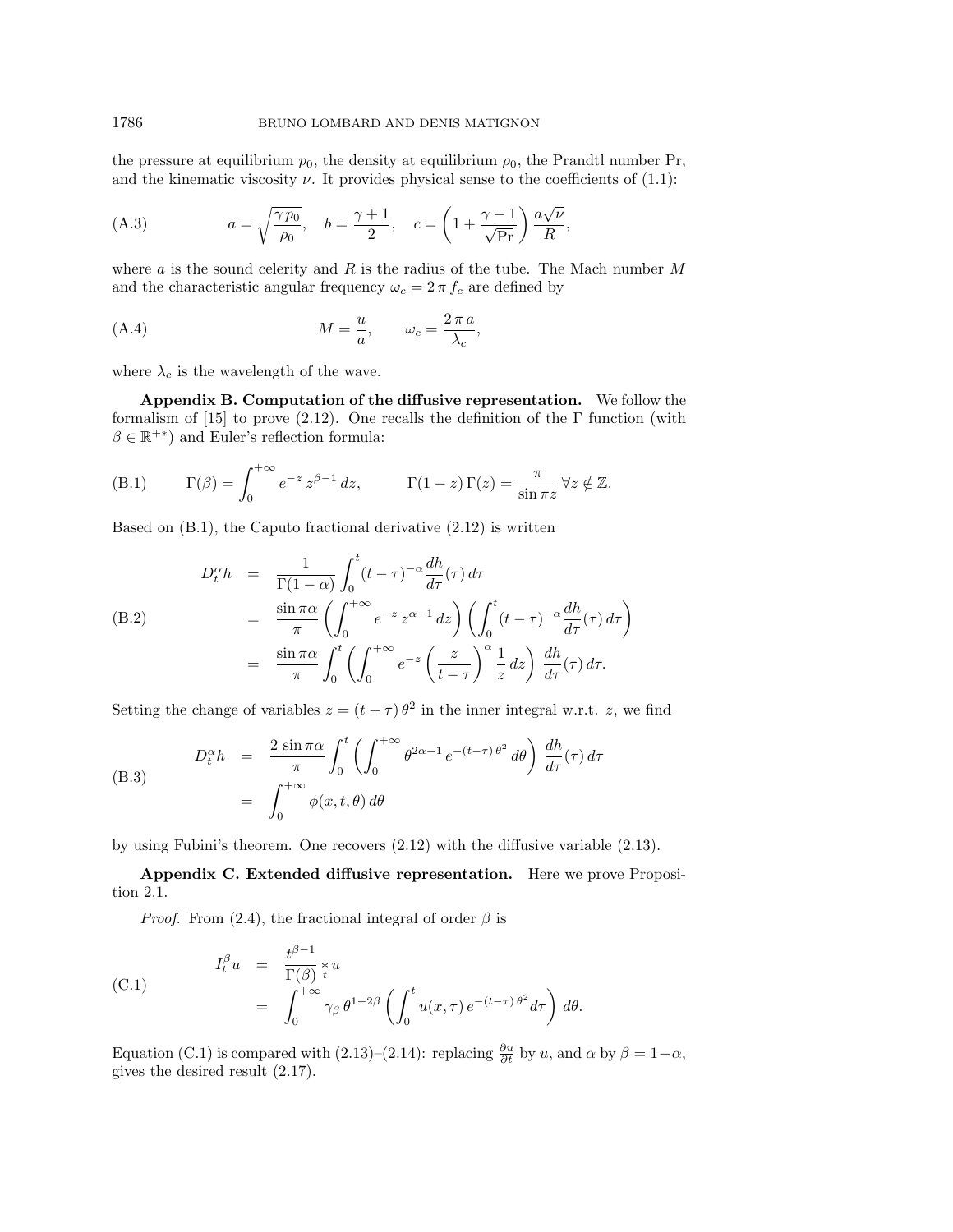the pressure at equilibrium $p_0$, the density at equilibrium $\rho_0$, the Prandtl number Pr, and the kinematic viscosity $\nu$. It provides physical sense to the coefficients of (1.1):

$$a = \sqrt{\frac{\gamma\, p_0}{\rho_0}}, \quad b = \frac{\gamma+1}{2}, \quad c = \left(1 + \frac{\gamma-1}{\sqrt{\mathrm{Pr}}}\right)\frac{a\sqrt{\nu}}{R}, \tag{A.3}$$

where $a$ is the sound celerity and $R$ is the radius of the tube. The Mach number $M$ and the characteristic angular frequency $\omega_c = 2\,\pi\, f_c$ are defined by

$$M = \frac{u}{a}, \qquad \omega_c = \frac{2\,\pi\, a}{\lambda_c}, \tag{A.4}$$

where $\lambda_c$ is the wavelength of the wave.

**Appendix B. Computation of the diffusive representation.** We follow the formalism of [15] to prove (2.12). One recalls the definition of the $\Gamma$ function (with $\beta \in \mathbb{R}^{+*}$) and Euler's reflection formula:

$$\Gamma(\beta) = \int_0^{+\infty} e^{-z}\, z^{\beta-1}\, dz, \qquad \Gamma(1-z)\,\Gamma(z) = \frac{\pi}{\sin \pi z}\ \forall z \notin \mathbb{Z}. \tag{B.1}$$

Based on (B.1), the Caputo fractional derivative (2.12) is written

$$\begin{aligned} D_t^\alpha h &= \frac{1}{\Gamma(1-\alpha)} \int_0^t (t-\tau)^{-\alpha} \frac{dh}{d\tau}(\tau)\, d\tau \\ &= \frac{\sin \pi\alpha}{\pi} \left(\int_0^{+\infty} e^{-z}\, z^{\alpha-1}\, dz\right) \left(\int_0^t (t-\tau)^{-\alpha} \frac{dh}{d\tau}(\tau)\, d\tau\right) \\ &= \frac{\sin \pi\alpha}{\pi} \int_0^t \left(\int_0^{+\infty} e^{-z} \left(\frac{z}{t-\tau}\right)^{\alpha} \frac{1}{z}\, dz\right) \frac{dh}{d\tau}(\tau)\, d\tau. \end{aligned} \tag{B.2}$$

Setting the change of variables $z = (t-\tau)\,\theta^2$ in the inner integral w.r.t. $z$, we find

$$\begin{aligned} D_t^\alpha h &= \frac{2\,\sin \pi\alpha}{\pi} \int_0^t \left(\int_0^{+\infty} \theta^{2\alpha-1}\, e^{-(t-\tau)\,\theta^2}\, d\theta\right) \frac{dh}{d\tau}(\tau)\, d\tau \\ &= \int_0^{+\infty} \phi(x,t,\theta)\, d\theta \end{aligned} \tag{B.3}$$

by using Fubini's theorem. One recovers (2.12) with the diffusive variable (2.13).

**Appendix C. Extended diffusive representation.** Here we prove Proposition 2.1.

*Proof.* From (2.4), the fractional integral of order $\beta$ is

$$\begin{aligned} I_t^\beta u &= \frac{t^{\beta-1}}{\Gamma(\beta)} \underset{t}{*}\, u \\ &= \int_0^{+\infty} \gamma_\beta\, \theta^{1-2\beta} \left(\int_0^t u(x,\tau)\, e^{-(t-\tau)\,\theta^2} d\tau\right) d\theta. \end{aligned} \tag{C.1}$$

Equation (C.1) is compared with (2.13)–(2.14): replacing $\frac{\partial u}{\partial t}$ by $u$, and $\alpha$ by $\beta = 1-\alpha$, gives the desired result (2.17).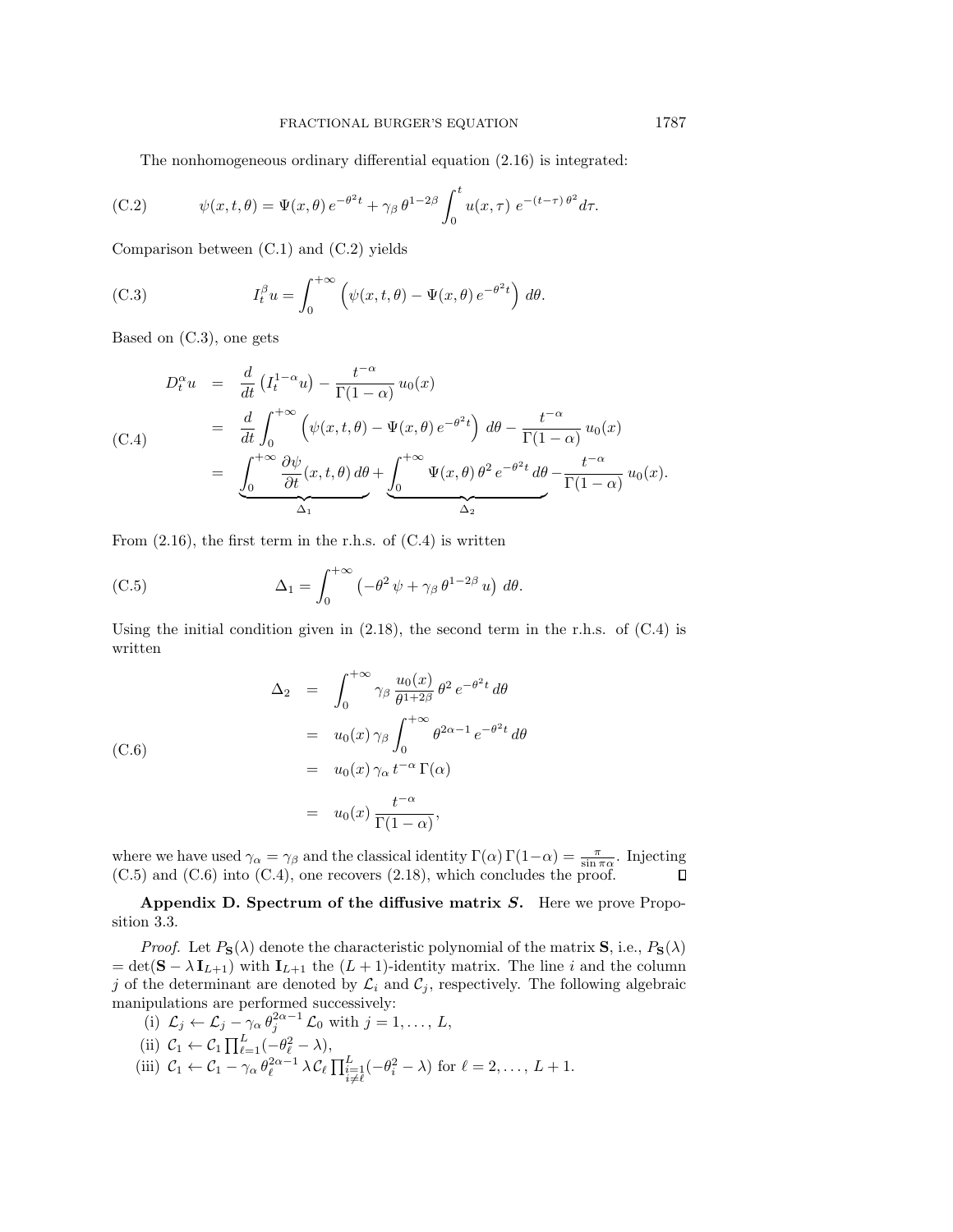The nonhomogeneous ordinary differential equation (2.16) is integrated:

$$\psi(x,t,\theta) = \Psi(x,\theta)\, e^{-\theta^2 t} + \gamma_\beta\, \theta^{1-2\beta} \int_0^t u(x,\tau)\; e^{-(t-\tau)\,\theta^2} d\tau. \tag{C.2}$$

Comparison between (C.1) and (C.2) yields

$$I_t^\beta u = \int_0^{+\infty} \left(\psi(x,t,\theta) - \Psi(x,\theta)\, e^{-\theta^2 t}\right)\, d\theta. \tag{C.3}$$

Based on (C.3), one gets

$$\begin{aligned}
D_t^\alpha u &= \frac{d}{dt}\left(I_t^{1-\alpha} u\right) - \frac{t^{-\alpha}}{\Gamma(1-\alpha)}\, u_0(x) \\
&= \frac{d}{dt}\int_0^{+\infty} \left(\psi(x,t,\theta) - \Psi(x,\theta)\, e^{-\theta^2 t}\right)\, d\theta - \frac{t^{-\alpha}}{\Gamma(1-\alpha)}\, u_0(x) \\
&= \underbrace{\int_0^{+\infty} \frac{\partial \psi}{\partial t}(x,t,\theta)\, d\theta}_{\Delta_1} + \underbrace{\int_0^{+\infty} \Psi(x,\theta)\, \theta^2\, e^{-\theta^2 t}\, d\theta}_{\Delta_2} - \frac{t^{-\alpha}}{\Gamma(1-\alpha)}\, u_0(x).
\end{aligned} \tag{C.4}$$

From (2.16), the first term in the r.h.s. of (C.4) is written

$$\Delta_1 = \int_0^{+\infty} \left(-\theta^2\, \psi + \gamma_\beta\, \theta^{1-2\beta}\, u\right)\, d\theta. \tag{C.5}$$

Using the initial condition given in (2.18), the second term in the r.h.s. of (C.4) is written

$$\begin{aligned}
\Delta_2 &= \int_0^{+\infty} \gamma_\beta\, \frac{u_0(x)}{\theta^{1+2\beta}}\, \theta^2\, e^{-\theta^2 t}\, d\theta \\
&= u_0(x)\, \gamma_\beta \int_0^{+\infty} \theta^{2\alpha-1}\, e^{-\theta^2 t}\, d\theta \\
&= u_0(x)\, \gamma_\alpha\, t^{-\alpha}\, \Gamma(\alpha) \\
&= u_0(x)\, \frac{t^{-\alpha}}{\Gamma(1-\alpha)},
\end{aligned} \tag{C.6}$$

where we have used $\gamma_\alpha = \gamma_\beta$ and the classical identity $\Gamma(\alpha)\,\Gamma(1-\alpha) = \frac{\pi}{\sin \pi\alpha}$. Injecting (C.5) and (C.6) into (C.4), one recovers (2.18), which concludes the proof. ∎

**Appendix D. Spectrum of the diffusive matrix *S*.** Here we prove Proposition 3.3.

*Proof.* Let $P_{\mathbf{S}}(\lambda)$ denote the characteristic polynomial of the matrix $\mathbf{S}$, i.e., $P_{\mathbf{S}}(\lambda) = \det(\mathbf{S} - \lambda\, \mathbf{I}_{L+1})$ with $\mathbf{I}_{L+1}$ the $(L+1)$-identity matrix. The line $i$ and the column $j$ of the determinant are denoted by $\mathcal{L}_i$ and $\mathcal{C}_j$, respectively. The following algebraic manipulations are performed successively:

(i) $\mathcal{L}_j \leftarrow \mathcal{L}_j - \gamma_\alpha\, \theta_j^{2\alpha-1}\, \mathcal{L}_0$ with $j = 1, \ldots, L$,

(ii) $\mathcal{C}_1 \leftarrow \mathcal{C}_1 \prod_{\ell=1}^{L} (-\theta_\ell^2 - \lambda)$,

(iii) $\mathcal{C}_1 \leftarrow \mathcal{C}_1 - \gamma_\alpha\, \theta_\ell^{2\alpha-1}\, \lambda\, \mathcal{C}_\ell \prod_{\substack{i=1 \\ i \neq \ell}}^{L} (-\theta_i^2 - \lambda)$ for $\ell = 2, \ldots, L+1$.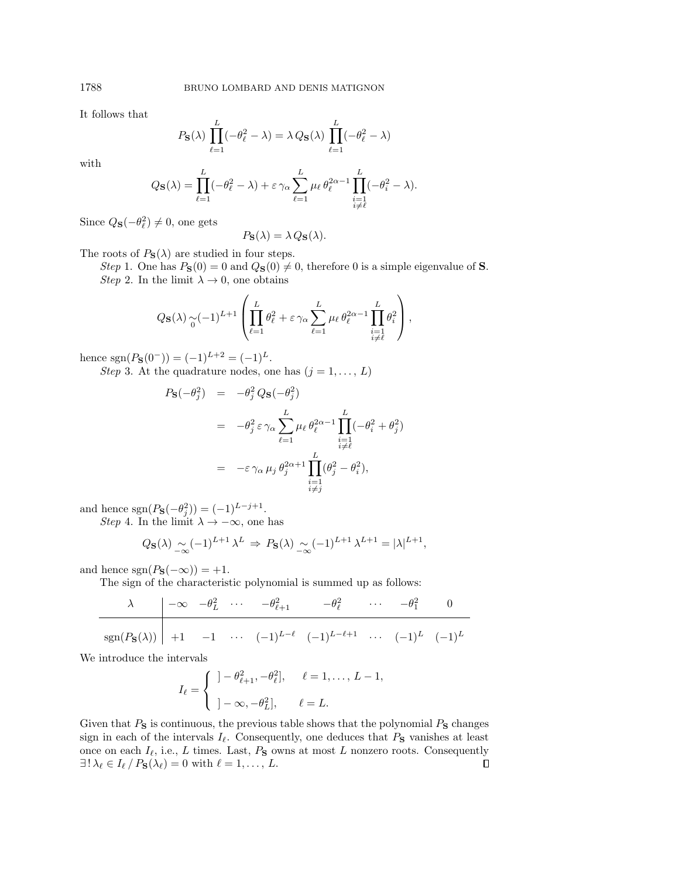It follows that

$$P_{\mathbf{S}}(\lambda) \prod_{\ell=1}^{L}(-\theta_\ell^2-\lambda) = \lambda\, Q_{\mathbf{S}}(\lambda) \prod_{\ell=1}^{L}(-\theta_\ell^2-\lambda)$$

with

$$Q_{\mathbf{S}}(\lambda) = \prod_{\ell=1}^{L}(-\theta_\ell^2-\lambda) + \varepsilon\,\gamma_\alpha \sum_{\ell=1}^{L} \mu_\ell\, \theta_\ell^{2\alpha-1} \prod_{\substack{i=1\\ i\neq \ell}}^{L}(-\theta_i^2-\lambda).$$

Since $Q_{\mathbf{S}}(-\theta_\ell^2)\neq 0$, one gets

$$P_{\mathbf{S}}(\lambda) = \lambda\, Q_{\mathbf{S}}(\lambda).$$

The roots of $P_{\mathbf{S}}(\lambda)$ are studied in four steps.

*Step* 1. One has $P_{\mathbf{S}}(0)=0$ and $Q_{\mathbf{S}}(0)\neq 0$, therefore 0 is a simple eigenvalue of $\mathbf{S}$.

*Step* 2. In the limit $\lambda \to 0$, one obtains

$$Q_{\mathbf{S}}(\lambda) \underset{0}{\sim} (-1)^{L+1} \left( \prod_{\ell=1}^{L} \theta_\ell^2 + \varepsilon\,\gamma_\alpha \sum_{\ell=1}^{L} \mu_\ell\, \theta_\ell^{2\alpha-1} \prod_{\substack{i=1\\ i\neq \ell}}^{L} \theta_i^2 \right),$$

hence $\mathrm{sgn}(P_{\mathbf{S}}(0^-)) = (-1)^{L+2} = (-1)^L$.

*Step* 3. At the quadrature nodes, one has ($j=1,\dots,L$)

$$\begin{aligned}
P_{\mathbf{S}}(-\theta_j^2) &= -\theta_j^2\, Q_{\mathbf{S}}(-\theta_j^2)\\
&= -\theta_j^2\, \varepsilon\,\gamma_\alpha \sum_{\ell=1}^{L} \mu_\ell\, \theta_\ell^{2\alpha-1} \prod_{\substack{i=1\\ i\neq \ell}}^{L}(-\theta_i^2+\theta_j^2)\\
&= -\varepsilon\,\gamma_\alpha\, \mu_j\, \theta_j^{2\alpha+1} \prod_{\substack{i=1\\ i\neq j}}^{L}(\theta_j^2-\theta_i^2),
\end{aligned}$$

and hence $\mathrm{sgn}(P_{\mathbf{S}}(-\theta_j^2)) = (-1)^{L-j+1}$.

*Step* 4. In the limit $\lambda \to -\infty$, one has

$$Q_{\mathbf{S}}(\lambda) \underset{-\infty}{\sim} (-1)^{L+1}\, \lambda^L \;\Rightarrow\; P_{\mathbf{S}}(\lambda) \underset{-\infty}{\sim} (-1)^{L+1}\, \lambda^{L+1} = |\lambda|^{L+1},$$

and hence $\mathrm{sgn}(P_{\mathbf{S}}(-\infty)) = +1$.

The sign of the characteristic polynomial is summed up as follows:

| $\lambda$ | $-\infty$ | $-\theta_L^2$ | $\cdots$ | $-\theta_{\ell+1}^2$ | $-\theta_\ell^2$ | $\cdots$ | $-\theta_1^2$ | $0$ |
|---|---|---|---|---|---|---|---|---|
| $\mathrm{sgn}(P_{\mathbf{S}}(\lambda))$ | $+1$ | $-1$ | $\cdots$ | $(-1)^{L-\ell}$ | $(-1)^{L-\ell+1}$ | $\cdots$ | $(-1)^L$ | $(-1)^L$ |

We introduce the intervals

$$I_\ell = \begin{cases} ]-\theta_{\ell+1}^2, -\theta_\ell^2], & \ell = 1,\dots,L-1,\\[1ex] ]-\infty, -\theta_L^2], & \ell = L. \end{cases}$$

Given that $P_{\mathbf{S}}$ is continuous, the previous table shows that the polynomial $P_{\mathbf{S}}$ changes sign in each of the intervals $I_\ell$. Consequently, one deduces that $P_{\mathbf{S}}$ vanishes at least once on each $I_\ell$, i.e., $L$ times. Last, $P_{\mathbf{S}}$ owns at most $L$ nonzero roots. Consequently $\exists!\, \lambda_\ell \in I_\ell \,/\, P_{\mathbf{S}}(\lambda_\ell) = 0$ with $\ell = 1,\dots,L$. ∎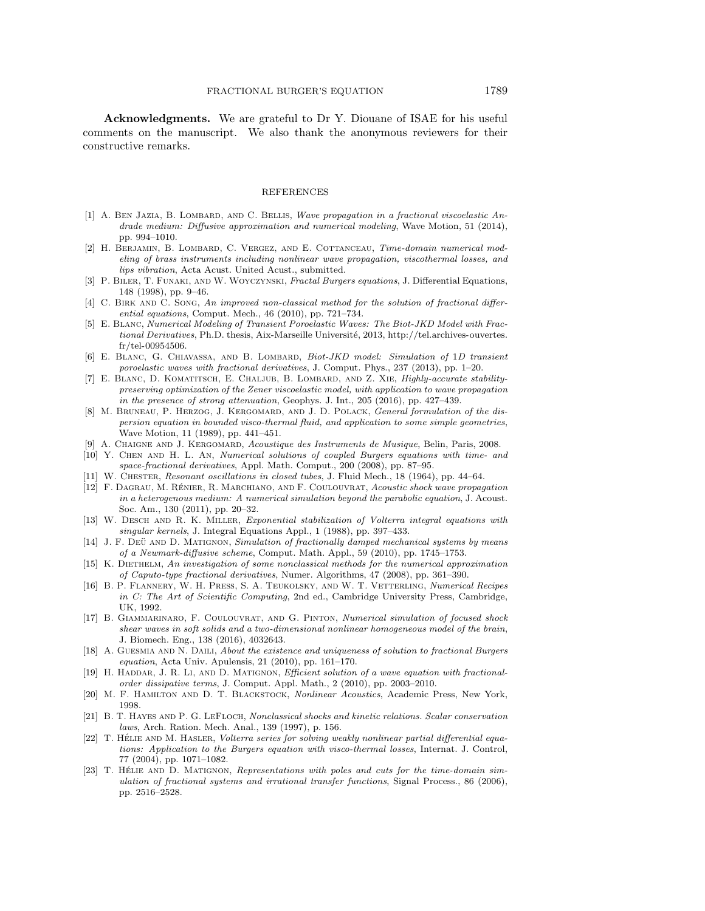**Acknowledgments.** We are grateful to Dr Y. Diouane of ISAE for his useful comments on the manuscript. We also thank the anonymous reviewers for their constructive remarks.

## REFERENCES

[1] A. Ben Jazia, B. Lombard, and C. Bellis, *Wave propagation in a fractional viscoelastic Andrade medium: Diffusive approximation and numerical modeling*, Wave Motion, 51 (2014), pp. 994–1010.

[2] H. Berjamin, B. Lombard, C. Vergez, and E. Cottanceau, *Time-domain numerical modeling of brass instruments including nonlinear wave propagation, viscothermal losses, and lips vibration*, Acta Acust. United Acust., submitted.

[3] P. Biler, T. Funaki, and W. Woyczynski, *Fractal Burgers equations*, J. Differential Equations, 148 (1998), pp. 9–46.

[4] C. Birk and C. Song, *An improved non-classical method for the solution of fractional differential equations*, Comput. Mech., 46 (2010), pp. 721–734.

[5] E. Blanc, *Numerical Modeling of Transient Poroelastic Waves: The Biot-JKD Model with Fractional Derivatives*, Ph.D. thesis, Aix-Marseille Université, 2013, http://tel.archives-ouvertes.fr/tel-00954506.

[6] E. Blanc, G. Chiavassa, and B. Lombard, *Biot-JKD model: Simulation of 1D transient poroelastic waves with fractional derivatives*, J. Comput. Phys., 237 (2013), pp. 1–20.

[7] E. Blanc, D. Komatitsch, E. Chaljub, B. Lombard, and Z. Xie, *Highly-accurate stability-preserving optimization of the Zener viscoelastic model, with application to wave propagation in the presence of strong attenuation*, Geophys. J. Int., 205 (2016), pp. 427–439.

[8] M. Bruneau, P. Herzog, J. Kergomard, and J. D. Polack, *General formulation of the dispersion equation in bounded visco-thermal fluid, and application to some simple geometries*, Wave Motion, 11 (1989), pp. 441–451.

[9] A. Chaigne and J. Kergomard, *Acoustique des Instruments de Musique*, Belin, Paris, 2008.

[10] Y. Chen and H. L. An, *Numerical solutions of coupled Burgers equations with time- and space-fractional derivatives*, Appl. Math. Comput., 200 (2008), pp. 87–95.

[11] W. Chester, *Resonant oscillations in closed tubes*, J. Fluid Mech., 18 (1964), pp. 44–64.

[12] F. Dagrau, M. Rénier, R. Marchiano, and F. Coulouvrat, *Acoustic shock wave propagation in a heterogenous medium: A numerical simulation beyond the parabolic equation*, J. Acoust. Soc. Am., 130 (2011), pp. 20–32.

[13] W. Desch and R. K. Miller, *Exponential stabilization of Volterra integral equations with singular kernels*, J. Integral Equations Appl., 1 (1988), pp. 397–433.

[14] J. F. Deü and D. Matignon, *Simulation of fractionally damped mechanical systems by means of a Newmark-diffusive scheme*, Comput. Math. Appl., 59 (2010), pp. 1745–1753.

[15] K. Diethelm, *An investigation of some nonclassical methods for the numerical approximation of Caputo-type fractional derivatives*, Numer. Algorithms, 47 (2008), pp. 361–390.

[16] B. P. Flannery, W. H. Press, S. A. Teukolsky, and W. T. Vetterling, *Numerical Recipes in C: The Art of Scientific Computing*, 2nd ed., Cambridge University Press, Cambridge, UK, 1992.

[17] B. Giammarinaro, F. Coulouvrat, and G. Pinton, *Numerical simulation of focused shock shear waves in soft solids and a two-dimensional nonlinear homogeneous model of the brain*, J. Biomech. Eng., 138 (2016), 4032643.

[18] A. Guesmia and N. Daili, *About the existence and uniqueness of solution to fractional Burgers equation*, Acta Univ. Apulensis, 21 (2010), pp. 161–170.

[19] H. Haddar, J. R. Li, and D. Matignon, *Efficient solution of a wave equation with fractional-order dissipative terms*, J. Comput. Appl. Math., 2 (2010), pp. 2003–2010.

[20] M. F. Hamilton and D. T. Blackstock, *Nonlinear Acoustics*, Academic Press, New York, 1998.

[21] B. T. Hayes and P. G. LeFloch, *Nonclassical shocks and kinetic relations. Scalar conservation laws*, Arch. Ration. Mech. Anal., 139 (1997), p. 156.

[22] T. Hélie and M. Hasler, *Volterra series for solving weakly nonlinear partial differential equations: Application to the Burgers equation with visco-thermal losses*, Internat. J. Control, 77 (2004), pp. 1071–1082.

[23] T. Hélie and D. Matignon, *Representations with poles and cuts for the time-domain simulation of fractional systems and irrational transfer functions*, Signal Process., 86 (2006), pp. 2516–2528.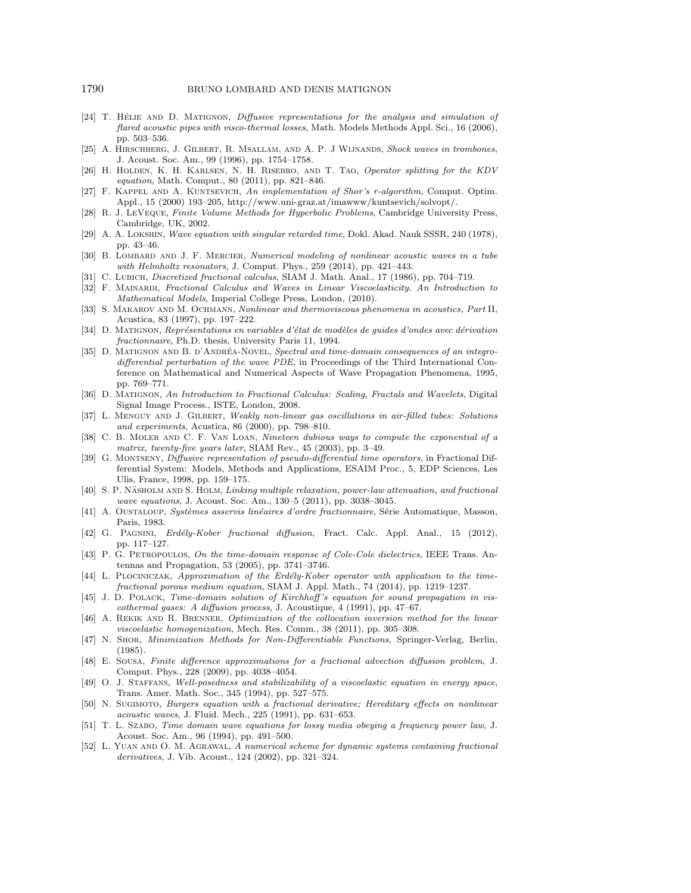[24] T. Hélie and D. Matignon, *Diffusive representations for the analysis and simulation of flared acoustic pipes with visco-thermal losses*, Math. Models Methods Appl. Sci., 16 (2006), pp. 503–536.

[25] A. Hirschberg, J. Gilbert, R. Msallam, and A. P. J Wijnands, *Shock waves in trombones*, J. Acoust. Soc. Am., 99 (1996), pp. 1754–1758.

[26] H. Holden, K. H. Karlsen, N. H. Risebro, and T. Tao, *Operator splitting for the KDV equation*, Math. Comput., 80 (2011), pp. 821–846.

[27] F. Kappel and A. Kuntsevich, *An implementation of Shor's r-algorithm*, Comput. Optim. Appl., 15 (2000) 193–205, http://www.uni-graz.at/imawww/kuntsevich/solvopt/.

[28] R. J. LeVeque, *Finite Volume Methods for Hyperbolic Problems*, Cambridge University Press, Cambridge, UK, 2002.

[29] A. A. Lokshin, *Wave equation with singular retarded time*, Dokl. Akad. Nauk SSSR, 240 (1978), pp. 43–46.

[30] B. Lombard and J. F. Mercier, *Numerical modeling of nonlinear acoustic waves in a tube with Helmholtz resonators*, J. Comput. Phys., 259 (2014), pp. 421–443.

[31] C. Lubich, *Discretized fractional calculus*, SIAM J. Math. Anal., 17 (1986), pp. 704–719.

[32] F. Mainardi, *Fractional Calculus and Waves in Linear Viscoelasticity. An Introduction to Mathematical Models*, Imperial College Press, London, (2010).

[33] S. Makarov and M. Ochmann, *Nonlinear and thermoviscous phenomena in acoustics, Part* II, Acustica, 83 (1997), pp. 197–222.

[34] D. Matignon, *Représentations en variables d'état de modèles de guides d'ondes avec dérivation fractionnaire*, Ph.D. thesis, University Paris 11, 1994.

[35] D. Matignon and B. d'Andréa-Novel, *Spectral and time-domain consequences of an integro-differential perturbation of the wave PDE*, in Proceedings of the Third International Conference on Mathematical and Numerical Aspects of Wave Propagation Phenomena, 1995, pp. 769–771.

[36] D. Matignon, *An Introduction to Fractional Calculus: Scaling, Fractals and Wavelets*, Digital Signal Image Process., ISTE, London, 2008.

[37] L. Menguy and J. Gilbert, *Weakly non-linear gas oscillations in air-filled tubes: Solutions and experiments*, Acustica, 86 (2000), pp. 798–810.

[38] C. B. Moler and C. F. Van Loan, *Nineteen dubious ways to compute the exponential of a matrix, twenty-five years later*, SIAM Rev., 45 (2003), pp. 3–49.

[39] G. Montseny, *Diffusive representation of pseudo-differential time operators*, in Fractional Differential System: Models, Methods and Applications, ESAIM Proc., 5, EDP Sciences, Les Ulis, France, 1998, pp. 159–175.

[40] S. P. Näsholm and S. Holm, *Linking multiple relaxation, power-law attenuation, and fractional wave equations*, J. Acoust. Soc. Am., 130–5 (2011), pp. 3038–3045.

[41] A. Oustaloup, *Systèmes asservis linéaires d'ordre fractionnaire*, Série Automatique, Masson, Paris, 1983.

[42] G. Pagnini, *Erdély-Kober fractional diffusion*, Fract. Calc. Appl. Anal., 15 (2012), pp. 117–127.

[43] P. G. Petropoulos, *On the time-domain response of Cole-Cole dielectrics*, IEEE Trans. Antennas and Propagation, 53 (2005), pp. 3741–3746.

[44] L. Plociniczak, *Approximation of the Erdély-Kober operator with application to the time-fractional porous medium equation*, SIAM J. Appl. Math., 74 (2014), pp. 1219–1237.

[45] J. D. Polack, *Time-domain solution of Kirchhoff's equation for sound propagation in viscothermal gases: A diffusion process*, J. Acoustique, 4 (1991), pp. 47–67.

[46] A. Rekik and R. Brenner, *Optimization of the collocation inversion method for the linear viscoelastic homogenization*, Mech. Res. Comm., 38 (2011), pp. 305–308.

[47] N. Shor, *Minimization Methods for Non-Differentiable Functions*, Springer-Verlag, Berlin, (1985).

[48] E. Sousa, *Finite difference approximations for a fractional advection diffusion problem*, J. Comput. Phys., 228 (2009), pp. 4038–4054.

[49] O. J. Staffans, *Well-posedness and stabilizability of a viscoelastic equation in energy space*, Trans. Amer. Math. Soc., 345 (1994), pp. 527–575.

[50] N. Sugimoto, *Burgers equation with a fractional derivative; Hereditary effects on nonlinear acoustic waves*, J. Fluid. Mech., 225 (1991), pp. 631–653.

[51] T. L. Szabo, *Time domain wave equations for lossy media obeying a frequency power law*, J. Acoust. Soc. Am., 96 (1994), pp. 491–500.

[52] L. Yuan and O. M. Agrawal, *A numerical scheme for dynamic systems containing fractional derivatives*, J. Vib. Acoust., 124 (2002), pp. 321–324.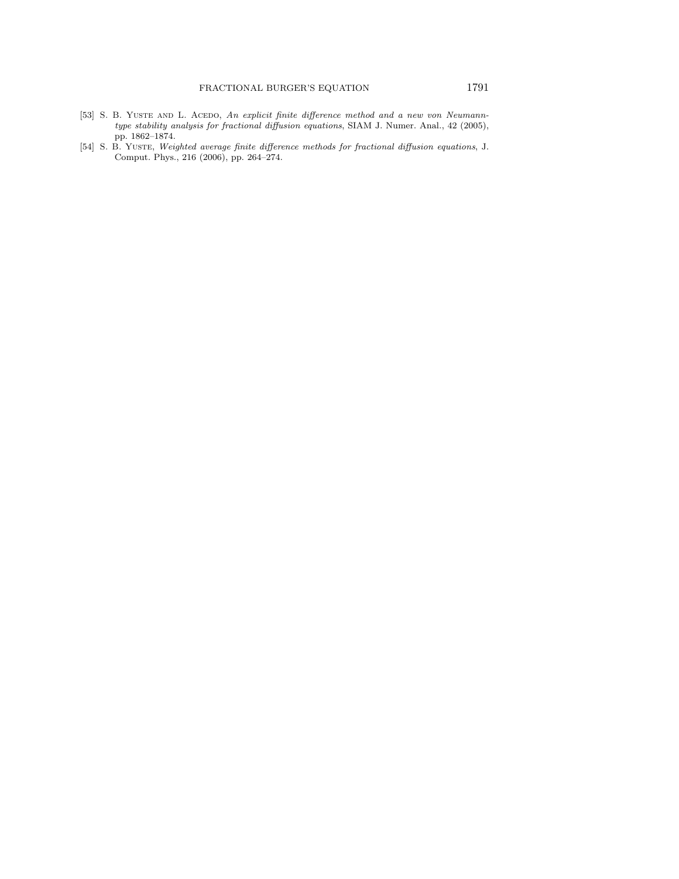[53] S. B. Yuste and L. Acedo, *An explicit finite difference method and a new von Neumann-type stability analysis for fractional diffusion equations*, SIAM J. Numer. Anal., 42 (2005), pp. 1862–1874.

[54] S. B. Yuste, *Weighted average finite difference methods for fractional diffusion equations*, J. Comput. Phys., 216 (2006), pp. 264–274.